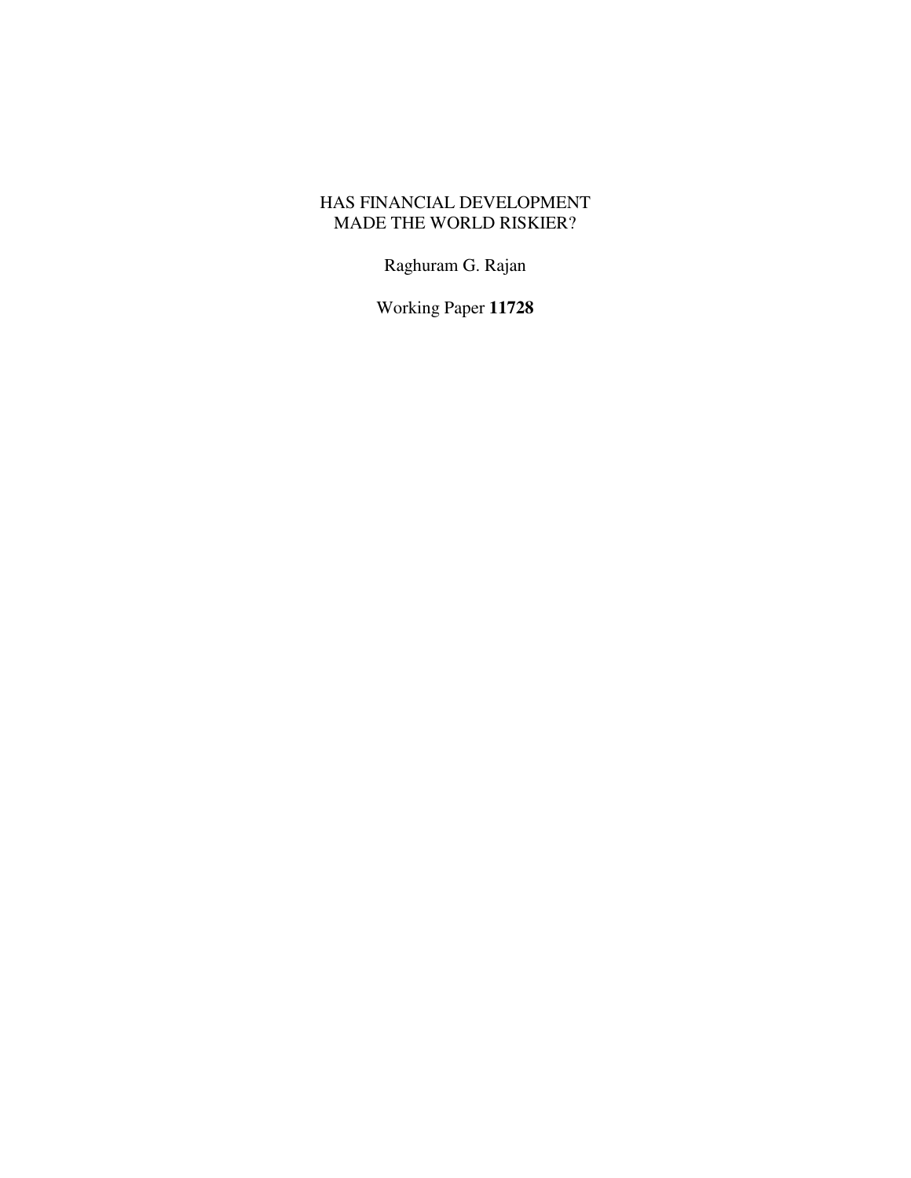# HAS FINANCIAL DEVELOPMENT MADE THE WORLD RISKIER?

Raghuram G. Rajan

Working Paper **11728**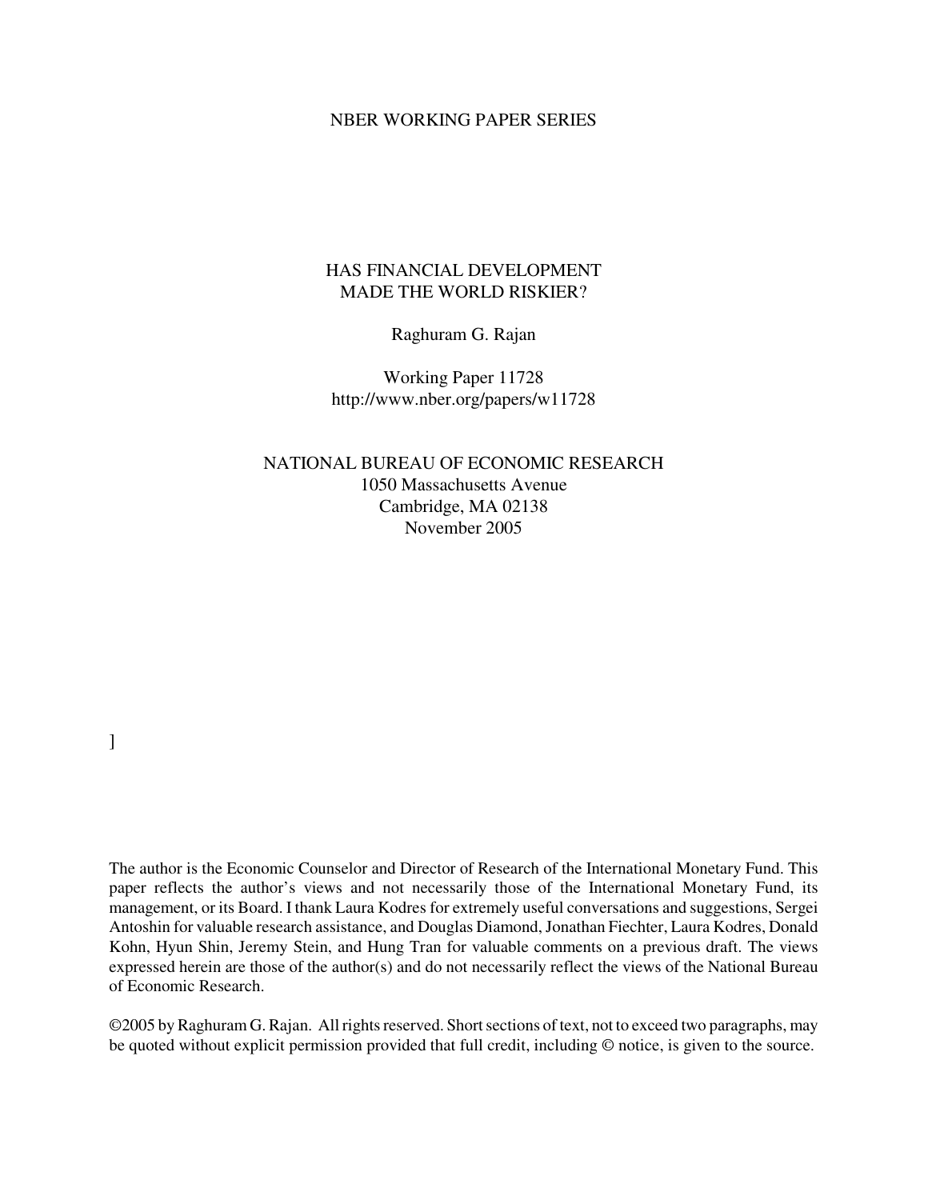NBER WORKING PAPER SERIES

# HAS FINANCIAL DEVELOPMENT MADE THE WORLD RISKIER?

Raghuram G. Rajan

Working Paper 11728
http://www.nber.org/papers/w11728

NATIONAL BUREAU OF ECONOMIC RESEARCH
1050 Massachusetts Avenue
Cambridge, MA 02138
November 2005

]

The author is the Economic Counselor and Director of Research of the International Monetary Fund. This paper reflects the author's views and not necessarily those of the International Monetary Fund, its management, or its Board. I thank Laura Kodres for extremely useful conversations and suggestions, Sergei Antoshin for valuable research assistance, and Douglas Diamond, Jonathan Fiechter, Laura Kodres, Donald Kohn, Hyun Shin, Jeremy Stein, and Hung Tran for valuable comments on a previous draft. The views expressed herein are those of the author(s) and do not necessarily reflect the views of the National Bureau of Economic Research.

©2005 by Raghuram G. Rajan. All rights reserved. Short sections of text, not to exceed two paragraphs, may be quoted without explicit permission provided that full credit, including © notice, is given to the source.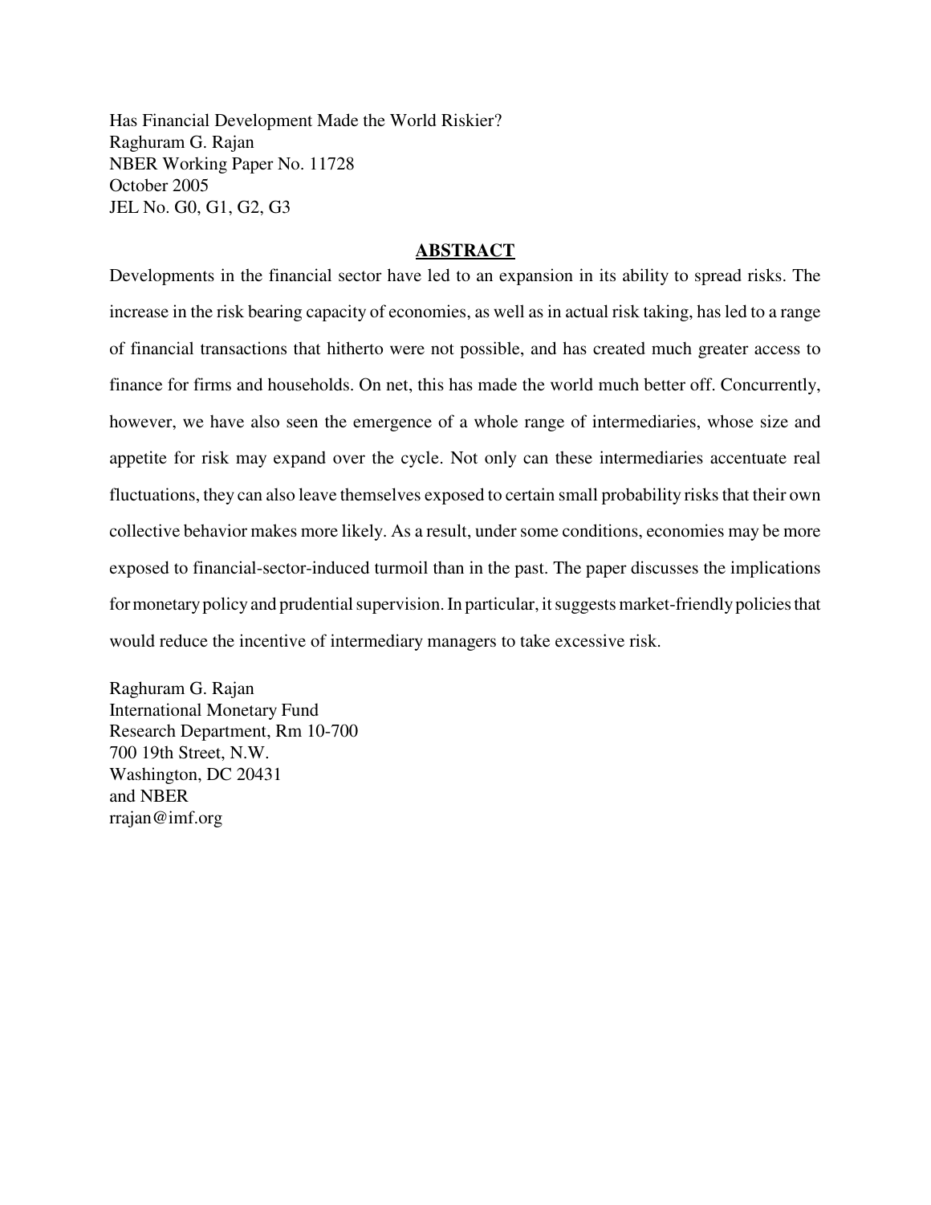Has Financial Development Made the World Riskier?
Raghuram G. Rajan
NBER Working Paper No. 11728
October 2005
JEL No. G0, G1, G2, G3

## ABSTRACT

Developments in the financial sector have led to an expansion in its ability to spread risks. The increase in the risk bearing capacity of economies, as well as in actual risk taking, has led to a range of financial transactions that hitherto were not possible, and has created much greater access to finance for firms and households. On net, this has made the world much better off. Concurrently, however, we have also seen the emergence of a whole range of intermediaries, whose size and appetite for risk may expand over the cycle. Not only can these intermediaries accentuate real fluctuations, they can also leave themselves exposed to certain small probability risks that their own collective behavior makes more likely. As a result, under some conditions, economies may be more exposed to financial-sector-induced turmoil than in the past. The paper discusses the implications for monetary policy and prudential supervision. In particular, it suggests market-friendly policies that would reduce the incentive of intermediary managers to take excessive risk.

Raghuram G. Rajan
International Monetary Fund
Research Department, Rm 10-700
700 19th Street, N.W.
Washington, DC 20431
and NBER
rrajan@imf.org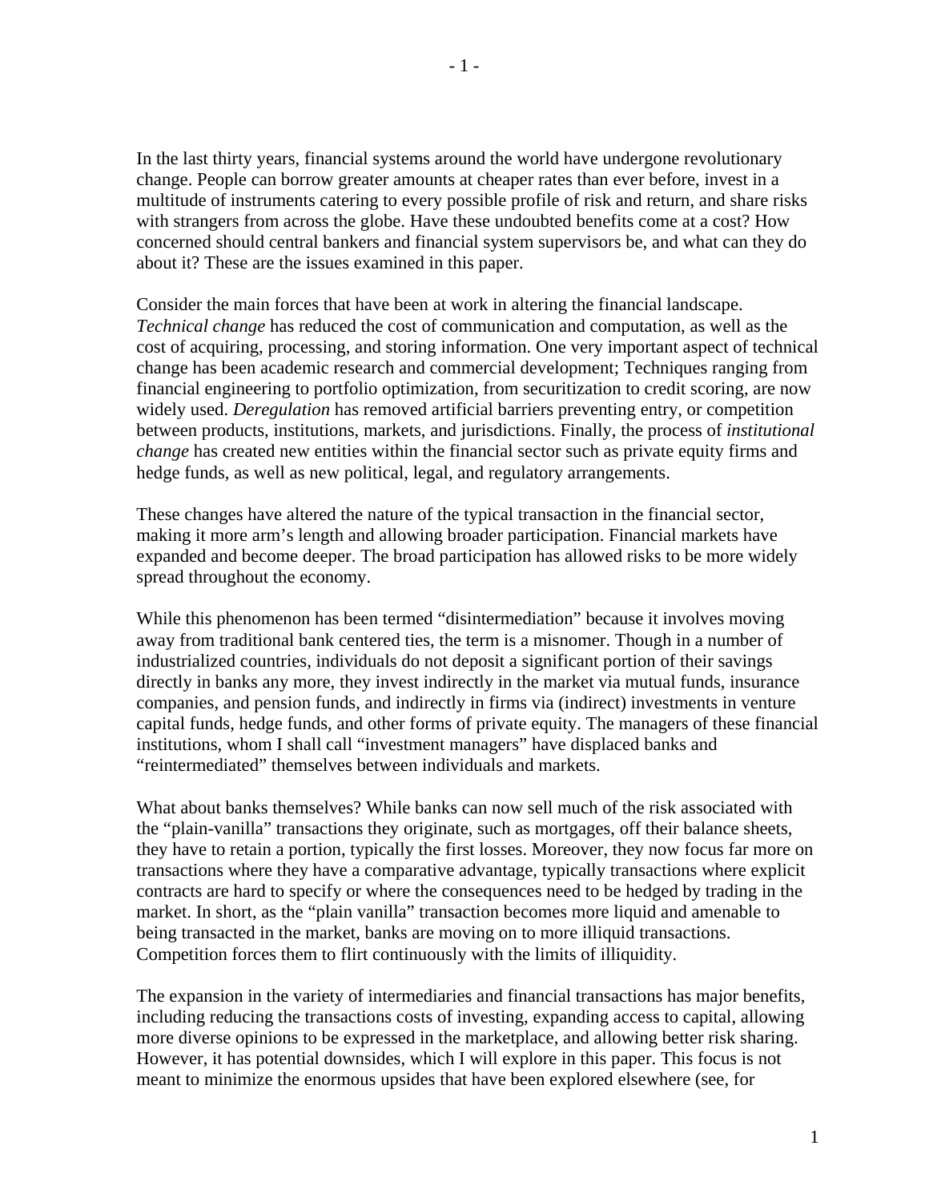In the last thirty years, financial systems around the world have undergone revolutionary change. People can borrow greater amounts at cheaper rates than ever before, invest in a multitude of instruments catering to every possible profile of risk and return, and share risks with strangers from across the globe. Have these undoubted benefits come at a cost? How concerned should central bankers and financial system supervisors be, and what can they do about it? These are the issues examined in this paper.

Consider the main forces that have been at work in altering the financial landscape. *Technical change* has reduced the cost of communication and computation, as well as the cost of acquiring, processing, and storing information. One very important aspect of technical change has been academic research and commercial development; Techniques ranging from financial engineering to portfolio optimization, from securitization to credit scoring, are now widely used. *Deregulation* has removed artificial barriers preventing entry, or competition between products, institutions, markets, and jurisdictions. Finally, the process of *institutional change* has created new entities within the financial sector such as private equity firms and hedge funds, as well as new political, legal, and regulatory arrangements.

These changes have altered the nature of the typical transaction in the financial sector, making it more arm's length and allowing broader participation. Financial markets have expanded and become deeper. The broad participation has allowed risks to be more widely spread throughout the economy.

While this phenomenon has been termed "disintermediation" because it involves moving away from traditional bank centered ties, the term is a misnomer. Though in a number of industrialized countries, individuals do not deposit a significant portion of their savings directly in banks any more, they invest indirectly in the market via mutual funds, insurance companies, and pension funds, and indirectly in firms via (indirect) investments in venture capital funds, hedge funds, and other forms of private equity. The managers of these financial institutions, whom I shall call "investment managers" have displaced banks and "reintermediated" themselves between individuals and markets.

What about banks themselves? While banks can now sell much of the risk associated with the "plain-vanilla" transactions they originate, such as mortgages, off their balance sheets, they have to retain a portion, typically the first losses. Moreover, they now focus far more on transactions where they have a comparative advantage, typically transactions where explicit contracts are hard to specify or where the consequences need to be hedged by trading in the market. In short, as the "plain vanilla" transaction becomes more liquid and amenable to being transacted in the market, banks are moving on to more illiquid transactions. Competition forces them to flirt continuously with the limits of illiquidity.

The expansion in the variety of intermediaries and financial transactions has major benefits, including reducing the transactions costs of investing, expanding access to capital, allowing more diverse opinions to be expressed in the marketplace, and allowing better risk sharing. However, it has potential downsides, which I will explore in this paper. This focus is not meant to minimize the enormous upsides that have been explored elsewhere (see, for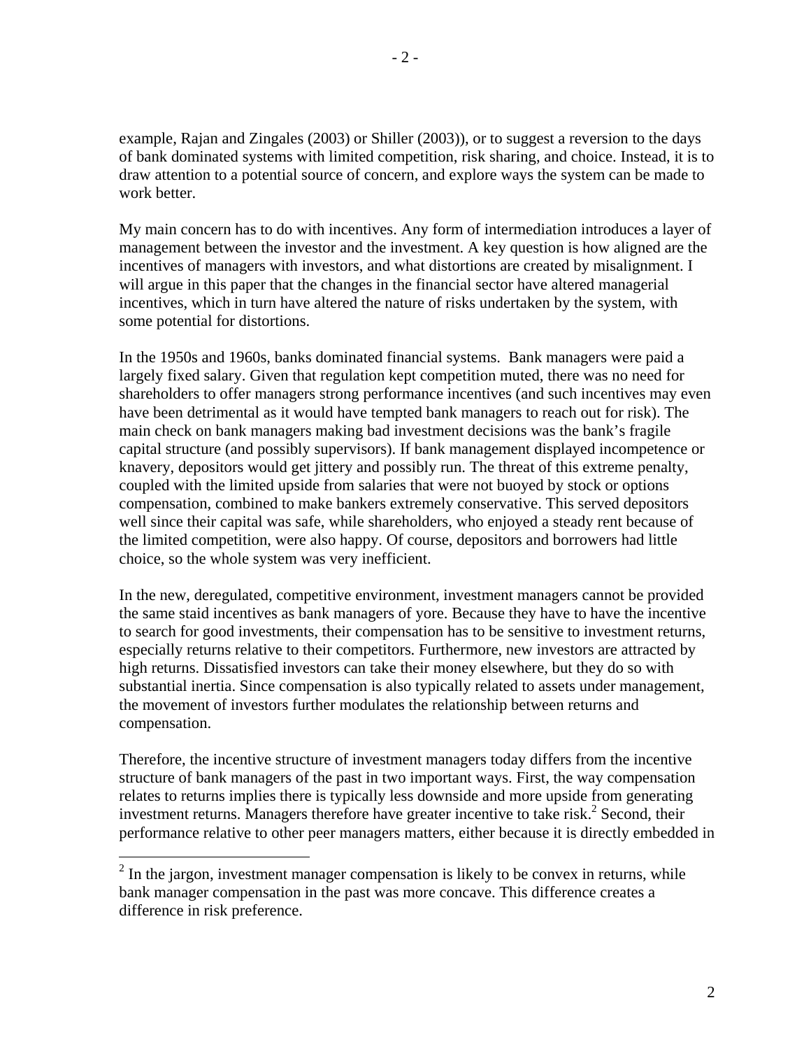example, Rajan and Zingales (2003) or Shiller (2003)), or to suggest a reversion to the days of bank dominated systems with limited competition, risk sharing, and choice. Instead, it is to draw attention to a potential source of concern, and explore ways the system can be made to work better.

My main concern has to do with incentives. Any form of intermediation introduces a layer of management between the investor and the investment. A key question is how aligned are the incentives of managers with investors, and what distortions are created by misalignment. I will argue in this paper that the changes in the financial sector have altered managerial incentives, which in turn have altered the nature of risks undertaken by the system, with some potential for distortions.

In the 1950s and 1960s, banks dominated financial systems. Bank managers were paid a largely fixed salary. Given that regulation kept competition muted, there was no need for shareholders to offer managers strong performance incentives (and such incentives may even have been detrimental as it would have tempted bank managers to reach out for risk). The main check on bank managers making bad investment decisions was the bank's fragile capital structure (and possibly supervisors). If bank management displayed incompetence or knavery, depositors would get jittery and possibly run. The threat of this extreme penalty, coupled with the limited upside from salaries that were not buoyed by stock or options compensation, combined to make bankers extremely conservative. This served depositors well since their capital was safe, while shareholders, who enjoyed a steady rent because of the limited competition, were also happy. Of course, depositors and borrowers had little choice, so the whole system was very inefficient.

In the new, deregulated, competitive environment, investment managers cannot be provided the same staid incentives as bank managers of yore. Because they have to have the incentive to search for good investments, their compensation has to be sensitive to investment returns, especially returns relative to their competitors. Furthermore, new investors are attracted by high returns. Dissatisfied investors can take their money elsewhere, but they do so with substantial inertia. Since compensation is also typically related to assets under management, the movement of investors further modulates the relationship between returns and compensation.

Therefore, the incentive structure of investment managers today differs from the incentive structure of bank managers of the past in two important ways. First, the way compensation relates to returns implies there is typically less downside and more upside from generating investment returns. Managers therefore have greater incentive to take risk.[2] Second, their performance relative to other peer managers matters, either because it is directly embedded in

[2] In the jargon, investment manager compensation is likely to be convex in returns, while bank manager compensation in the past was more concave. This difference creates a difference in risk preference.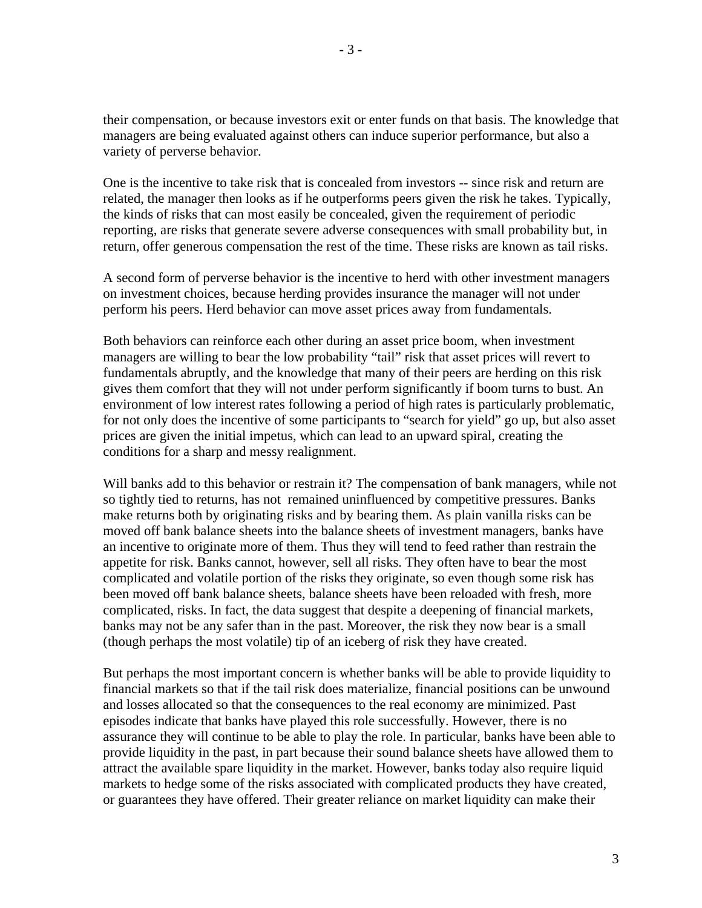their compensation, or because investors exit or enter funds on that basis. The knowledge that managers are being evaluated against others can induce superior performance, but also a variety of perverse behavior.

One is the incentive to take risk that is concealed from investors -- since risk and return are related, the manager then looks as if he outperforms peers given the risk he takes. Typically, the kinds of risks that can most easily be concealed, given the requirement of periodic reporting, are risks that generate severe adverse consequences with small probability but, in return, offer generous compensation the rest of the time. These risks are known as tail risks.

A second form of perverse behavior is the incentive to herd with other investment managers on investment choices, because herding provides insurance the manager will not under perform his peers. Herd behavior can move asset prices away from fundamentals.

Both behaviors can reinforce each other during an asset price boom, when investment managers are willing to bear the low probability "tail" risk that asset prices will revert to fundamentals abruptly, and the knowledge that many of their peers are herding on this risk gives them comfort that they will not under perform significantly if boom turns to bust. An environment of low interest rates following a period of high rates is particularly problematic, for not only does the incentive of some participants to "search for yield" go up, but also asset prices are given the initial impetus, which can lead to an upward spiral, creating the conditions for a sharp and messy realignment.

Will banks add to this behavior or restrain it? The compensation of bank managers, while not so tightly tied to returns, has not remained uninfluenced by competitive pressures. Banks make returns both by originating risks and by bearing them. As plain vanilla risks can be moved off bank balance sheets into the balance sheets of investment managers, banks have an incentive to originate more of them. Thus they will tend to feed rather than restrain the appetite for risk. Banks cannot, however, sell all risks. They often have to bear the most complicated and volatile portion of the risks they originate, so even though some risk has been moved off bank balance sheets, balance sheets have been reloaded with fresh, more complicated, risks. In fact, the data suggest that despite a deepening of financial markets, banks may not be any safer than in the past. Moreover, the risk they now bear is a small (though perhaps the most volatile) tip of an iceberg of risk they have created.

But perhaps the most important concern is whether banks will be able to provide liquidity to financial markets so that if the tail risk does materialize, financial positions can be unwound and losses allocated so that the consequences to the real economy are minimized. Past episodes indicate that banks have played this role successfully. However, there is no assurance they will continue to be able to play the role. In particular, banks have been able to provide liquidity in the past, in part because their sound balance sheets have allowed them to attract the available spare liquidity in the market. However, banks today also require liquid markets to hedge some of the risks associated with complicated products they have created, or guarantees they have offered. Their greater reliance on market liquidity can make their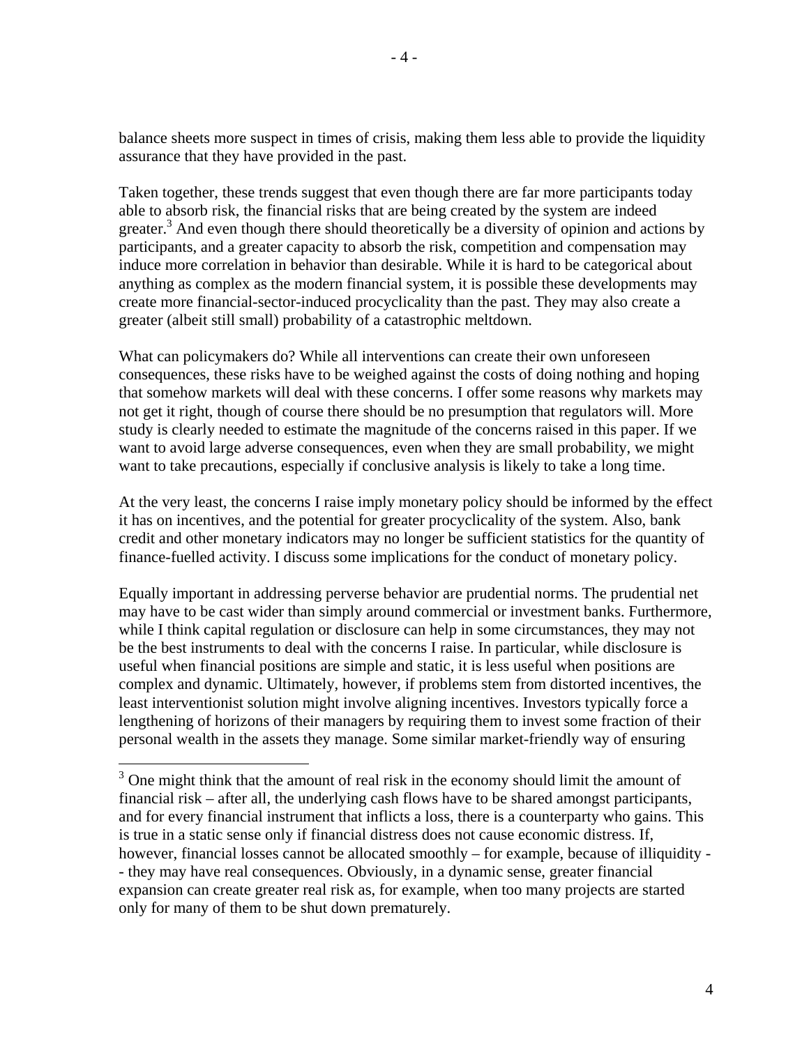balance sheets more suspect in times of crisis, making them less able to provide the liquidity assurance that they have provided in the past.

Taken together, these trends suggest that even though there are far more participants today able to absorb risk, the financial risks that are being created by the system are indeed greater.[3] And even though there should theoretically be a diversity of opinion and actions by participants, and a greater capacity to absorb the risk, competition and compensation may induce more correlation in behavior than desirable. While it is hard to be categorical about anything as complex as the modern financial system, it is possible these developments may create more financial-sector-induced procyclicality than the past. They may also create a greater (albeit still small) probability of a catastrophic meltdown.

What can policymakers do? While all interventions can create their own unforeseen consequences, these risks have to be weighed against the costs of doing nothing and hoping that somehow markets will deal with these concerns. I offer some reasons why markets may not get it right, though of course there should be no presumption that regulators will. More study is clearly needed to estimate the magnitude of the concerns raised in this paper. If we want to avoid large adverse consequences, even when they are small probability, we might want to take precautions, especially if conclusive analysis is likely to take a long time.

At the very least, the concerns I raise imply monetary policy should be informed by the effect it has on incentives, and the potential for greater procyclicality of the system. Also, bank credit and other monetary indicators may no longer be sufficient statistics for the quantity of finance-fuelled activity. I discuss some implications for the conduct of monetary policy.

Equally important in addressing perverse behavior are prudential norms. The prudential net may have to be cast wider than simply around commercial or investment banks. Furthermore, while I think capital regulation or disclosure can help in some circumstances, they may not be the best instruments to deal with the concerns I raise. In particular, while disclosure is useful when financial positions are simple and static, it is less useful when positions are complex and dynamic. Ultimately, however, if problems stem from distorted incentives, the least interventionist solution might involve aligning incentives. Investors typically force a lengthening of horizons of their managers by requiring them to invest some fraction of their personal wealth in the assets they manage. Some similar market-friendly way of ensuring

[3] One might think that the amount of real risk in the economy should limit the amount of financial risk – after all, the underlying cash flows have to be shared amongst participants, and for every financial instrument that inflicts a loss, there is a counterparty who gains. This is true in a static sense only if financial distress does not cause economic distress. If, however, financial losses cannot be allocated smoothly – for example, because of illiquidity -- they may have real consequences. Obviously, in a dynamic sense, greater financial expansion can create greater real risk as, for example, when too many projects are started only for many of them to be shut down prematurely.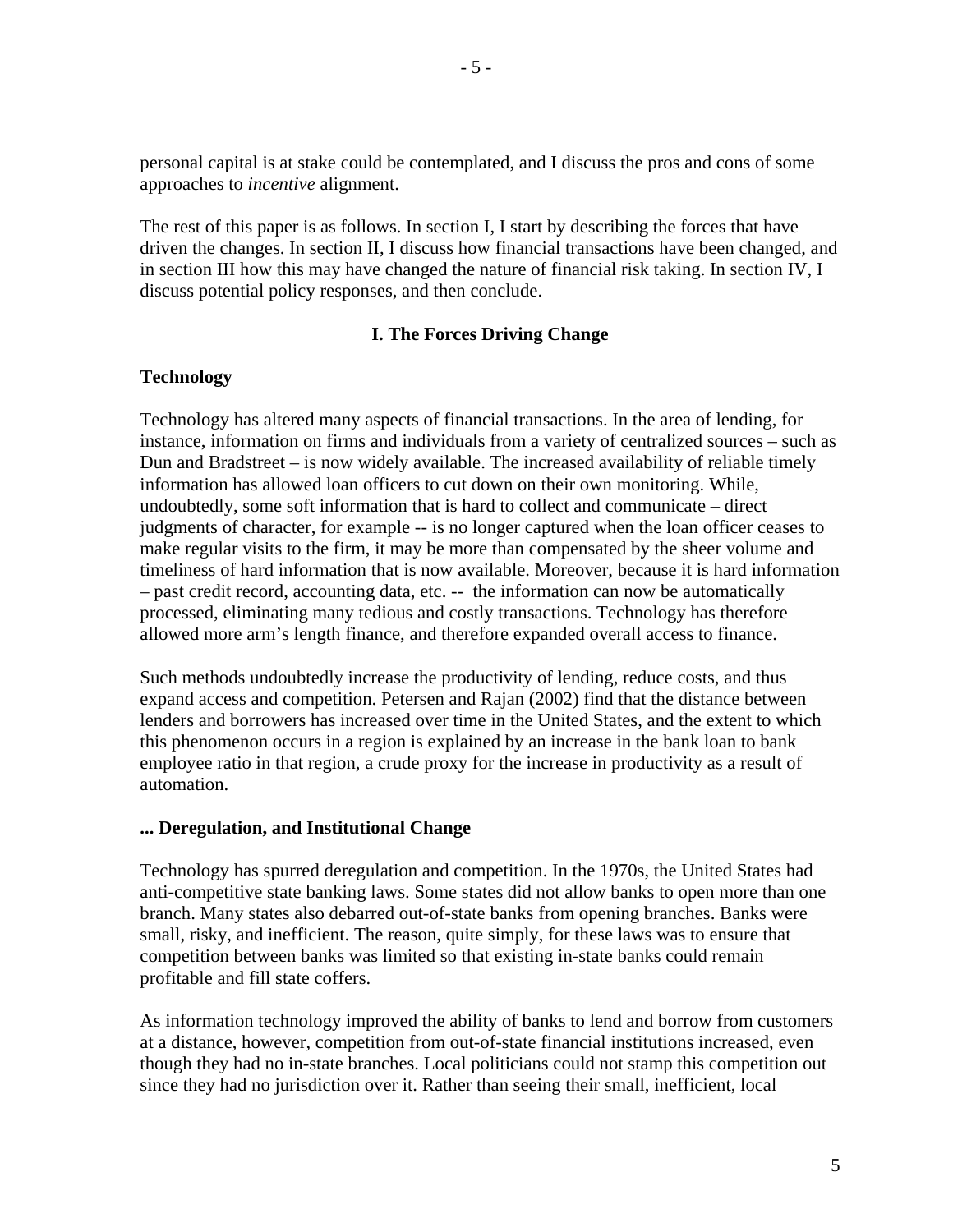personal capital is at stake could be contemplated, and I discuss the pros and cons of some approaches to *incentive* alignment.

The rest of this paper is as follows. In section I, I start by describing the forces that have driven the changes. In section II, I discuss how financial transactions have been changed, and in section III how this may have changed the nature of financial risk taking. In section IV, I discuss potential policy responses, and then conclude.

## I. The Forces Driving Change

### Technology

Technology has altered many aspects of financial transactions. In the area of lending, for instance, information on firms and individuals from a variety of centralized sources – such as Dun and Bradstreet – is now widely available. The increased availability of reliable timely information has allowed loan officers to cut down on their own monitoring. While, undoubtedly, some soft information that is hard to collect and communicate – direct judgments of character, for example -- is no longer captured when the loan officer ceases to make regular visits to the firm, it may be more than compensated by the sheer volume and timeliness of hard information that is now available. Moreover, because it is hard information – past credit record, accounting data, etc. -- the information can now be automatically processed, eliminating many tedious and costly transactions. Technology has therefore allowed more arm's length finance, and therefore expanded overall access to finance.

Such methods undoubtedly increase the productivity of lending, reduce costs, and thus expand access and competition. Petersen and Rajan (2002) find that the distance between lenders and borrowers has increased over time in the United States, and the extent to which this phenomenon occurs in a region is explained by an increase in the bank loan to bank employee ratio in that region, a crude proxy for the increase in productivity as a result of automation.

### ... Deregulation, and Institutional Change

Technology has spurred deregulation and competition. In the 1970s, the United States had anti-competitive state banking laws. Some states did not allow banks to open more than one branch. Many states also debarred out-of-state banks from opening branches. Banks were small, risky, and inefficient. The reason, quite simply, for these laws was to ensure that competition between banks was limited so that existing in-state banks could remain profitable and fill state coffers.

As information technology improved the ability of banks to lend and borrow from customers at a distance, however, competition from out-of-state financial institutions increased, even though they had no in-state branches. Local politicians could not stamp this competition out since they had no jurisdiction over it. Rather than seeing their small, inefficient, local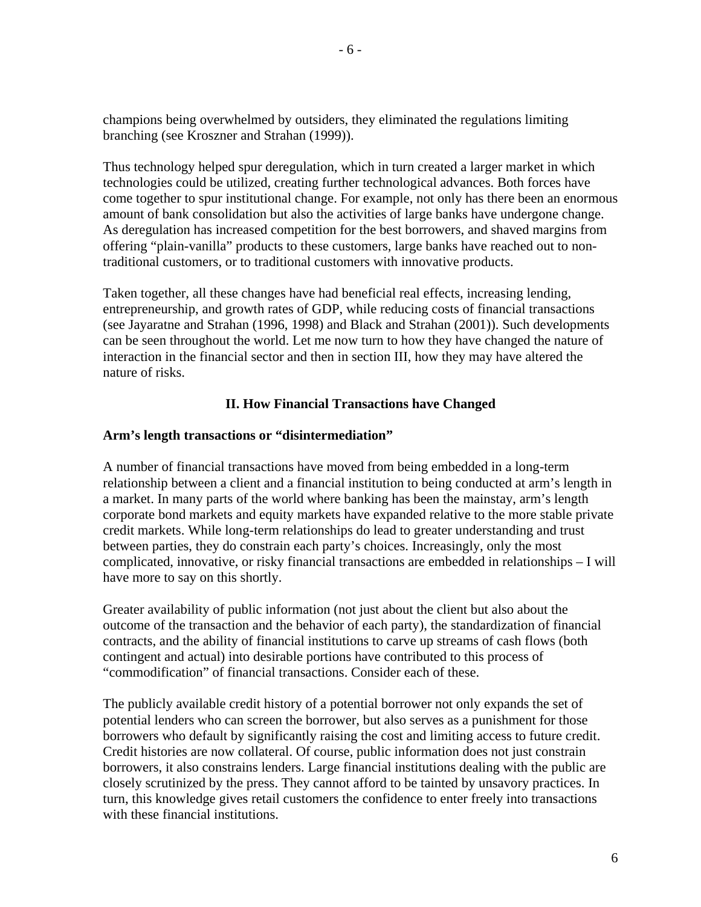champions being overwhelmed by outsiders, they eliminated the regulations limiting branching (see Kroszner and Strahan (1999)).

Thus technology helped spur deregulation, which in turn created a larger market in which technologies could be utilized, creating further technological advances. Both forces have come together to spur institutional change. For example, not only has there been an enormous amount of bank consolidation but also the activities of large banks have undergone change. As deregulation has increased competition for the best borrowers, and shaved margins from offering "plain-vanilla" products to these customers, large banks have reached out to non-traditional customers, or to traditional customers with innovative products.

Taken together, all these changes have had beneficial real effects, increasing lending, entrepreneurship, and growth rates of GDP, while reducing costs of financial transactions (see Jayaratne and Strahan (1996, 1998) and Black and Strahan (2001)). Such developments can be seen throughout the world. Let me now turn to how they have changed the nature of interaction in the financial sector and then in section III, how they may have altered the nature of risks.

## II. How Financial Transactions have Changed

### Arm's length transactions or "disintermediation"

A number of financial transactions have moved from being embedded in a long-term relationship between a client and a financial institution to being conducted at arm's length in a market. In many parts of the world where banking has been the mainstay, arm's length corporate bond markets and equity markets have expanded relative to the more stable private credit markets. While long-term relationships do lead to greater understanding and trust between parties, they do constrain each party's choices. Increasingly, only the most complicated, innovative, or risky financial transactions are embedded in relationships – I will have more to say on this shortly.

Greater availability of public information (not just about the client but also about the outcome of the transaction and the behavior of each party), the standardization of financial contracts, and the ability of financial institutions to carve up streams of cash flows (both contingent and actual) into desirable portions have contributed to this process of "commodification" of financial transactions. Consider each of these.

The publicly available credit history of a potential borrower not only expands the set of potential lenders who can screen the borrower, but also serves as a punishment for those borrowers who default by significantly raising the cost and limiting access to future credit. Credit histories are now collateral. Of course, public information does not just constrain borrowers, it also constrains lenders. Large financial institutions dealing with the public are closely scrutinized by the press. They cannot afford to be tainted by unsavory practices. In turn, this knowledge gives retail customers the confidence to enter freely into transactions with these financial institutions.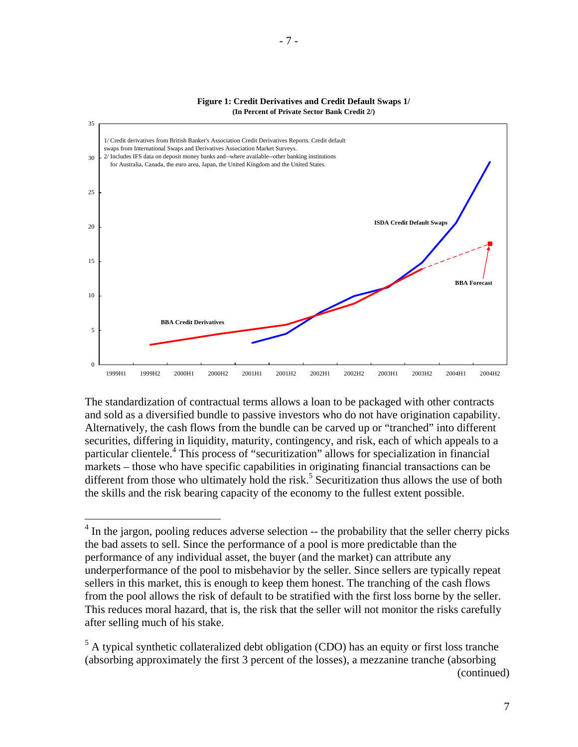**Figure 1: Credit Derivatives and Credit Default Swaps 1/**
**(In Percent of Private Sector Bank Credit 2/)**

1/ Credit derivatives from British Banker's Association Credit Derivatives Reports. Credit default swaps from International Swaps and Derivatives Association Market Surveys.
2/ Includes IFS data on deposit money banks and--where available--other banking institutions for Australia, Canada, the euro area, Japan, the United Kingdom and the United States.

The standardization of contractual terms allows a loan to be packaged with other contracts and sold as a diversified bundle to passive investors who do not have origination capability. Alternatively, the cash flows from the bundle can be carved up or "tranched" into different securities, differing in liquidity, maturity, contingency, and risk, each of which appeals to a particular clientele.[4] This process of "securitization" allows for specialization in financial markets – those who have specific capabilities in originating financial transactions can be different from those who ultimately hold the risk.[5] Securitization thus allows the use of both the skills and the risk bearing capacity of the economy to the fullest extent possible.

---

[4] In the jargon, pooling reduces adverse selection -- the probability that the seller cherry picks the bad assets to sell. Since the performance of a pool is more predictable than the performance of any individual asset, the buyer (and the market) can attribute any underperformance of the pool to misbehavior by the seller. Since sellers are typically repeat sellers in this market, this is enough to keep them honest. The tranching of the cash flows from the pool allows the risk of default to be stratified with the first loss borne by the seller. This reduces moral hazard, that is, the risk that the seller will not monitor the risks carefully after selling much of his stake.

[5] A typical synthetic collateralized debt obligation (CDO) has an equity or first loss tranche (absorbing approximately the first 3 percent of the losses), a mezzanine tranche (absorbing (continued)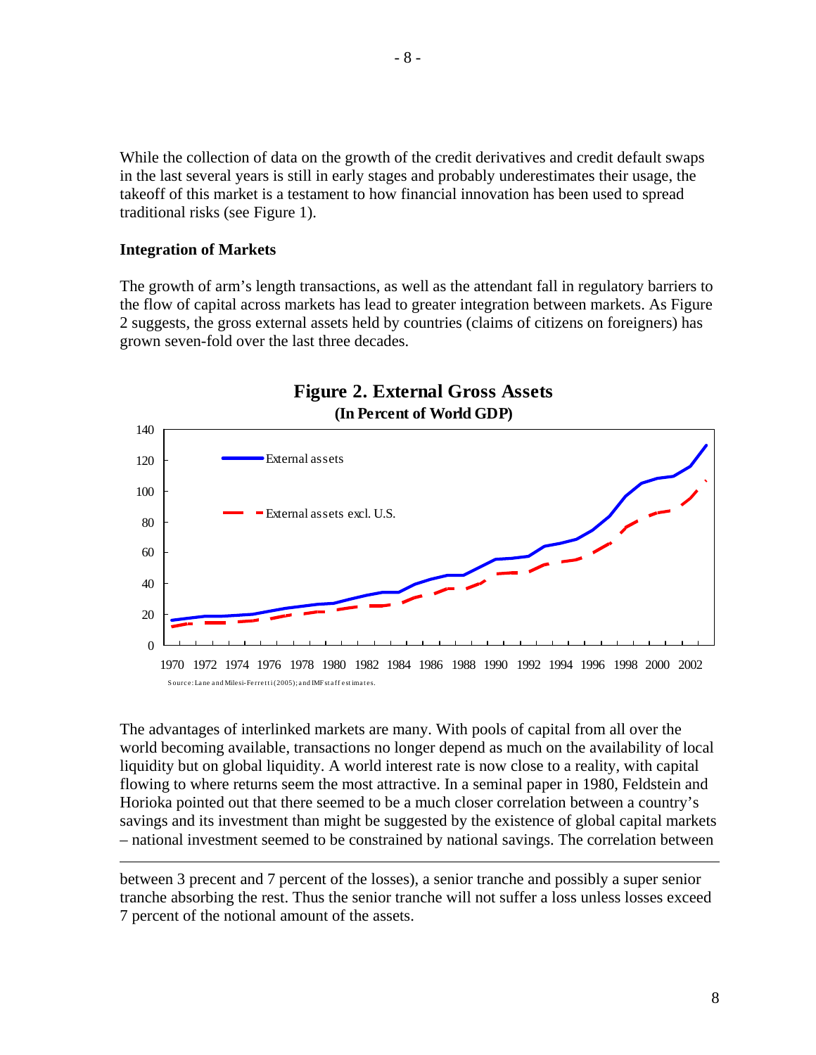While the collection of data on the growth of the credit derivatives and credit default swaps in the last several years is still in early stages and probably underestimates their usage, the takeoff of this market is a testament to how financial innovation has been used to spread traditional risks (see Figure 1).

**Integration of Markets**

The growth of arm's length transactions, as well as the attendant fall in regulatory barriers to the flow of capital across markets has lead to greater integration between markets. As Figure 2 suggests, the gross external assets held by countries (claims of citizens on foreigners) has grown seven-fold over the last three decades.

**Figure 2. External Gross Assets**
**(In Percent of World GDP)**

Source: Lane and Milesi-Ferretti (2005); and IMF staff estimates.

The advantages of interlinked markets are many. With pools of capital from all over the world becoming available, transactions no longer depend as much on the availability of local liquidity but on global liquidity. A world interest rate is now close to a reality, with capital flowing to where returns seem the most attractive. In a seminal paper in 1980, Feldstein and Horioka pointed out that there seemed to be a much closer correlation between a country's savings and its investment than might be suggested by the existence of global capital markets – national investment seemed to be constrained by national savings. The correlation between

---

between 3 precent and 7 percent of the losses), a senior tranche and possibly a super senior tranche absorbing the rest. Thus the senior tranche will not suffer a loss unless losses exceed 7 percent of the notional amount of the assets.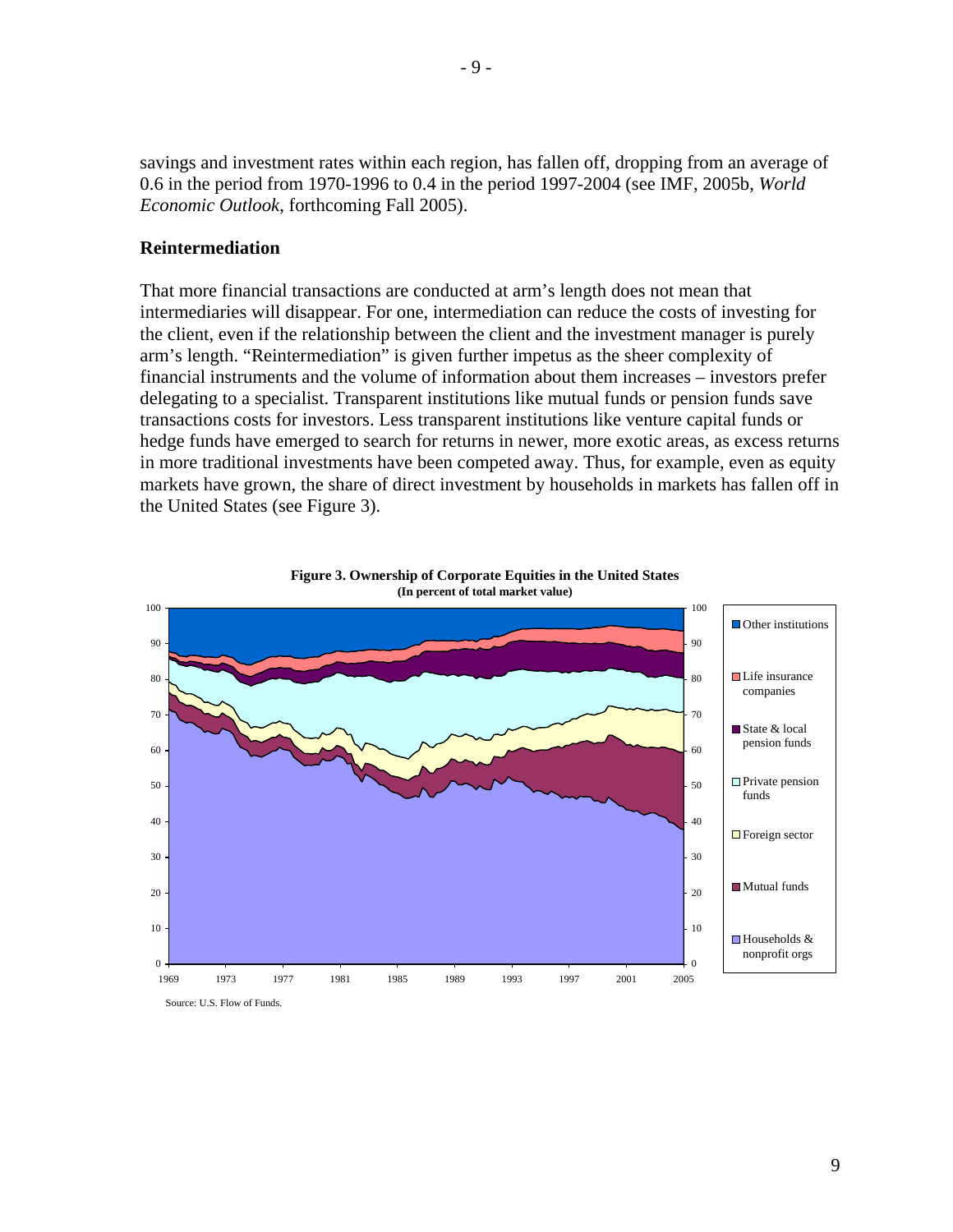savings and investment rates within each region, has fallen off, dropping from an average of 0.6 in the period from 1970-1996 to 0.4 in the period 1997-2004 (see IMF, 2005b, *World Economic Outlook*, forthcoming Fall 2005).

## Reintermediation

That more financial transactions are conducted at arm's length does not mean that intermediaries will disappear. For one, intermediation can reduce the costs of investing for the client, even if the relationship between the client and the investment manager is purely arm's length. "Reintermediation" is given further impetus as the sheer complexity of financial instruments and the volume of information about them increases – investors prefer delegating to a specialist. Transparent institutions like mutual funds or pension funds save transactions costs for investors. Less transparent institutions like venture capital funds or hedge funds have emerged to search for returns in newer, more exotic areas, as excess returns in more traditional investments have been competed away. Thus, for example, even as equity markets have grown, the share of direct investment by households in markets has fallen off in the United States (see Figure 3).

**Figure 3. Ownership of Corporate Equities in the United States**
**(In percent of total market value)**

Source: U.S. Flow of Funds.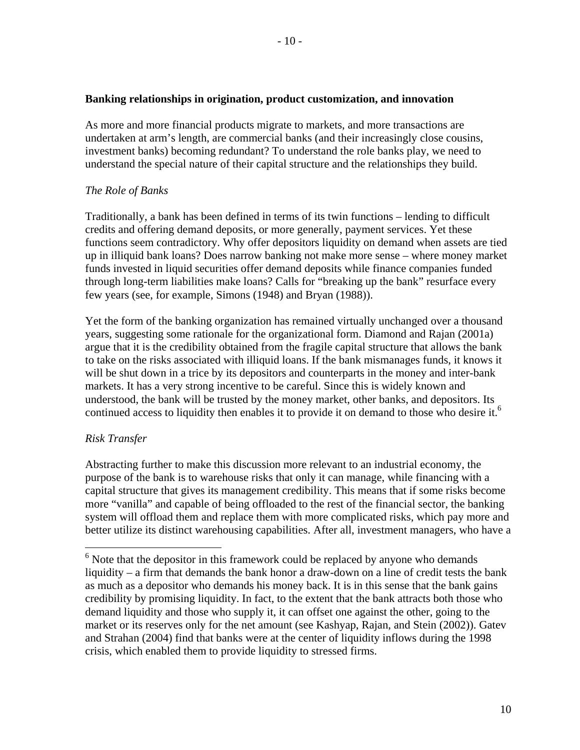**Banking relationships in origination, product customization, and innovation**

As more and more financial products migrate to markets, and more transactions are undertaken at arm's length, are commercial banks (and their increasingly close cousins, investment banks) becoming redundant? To understand the role banks play, we need to understand the special nature of their capital structure and the relationships they build.

*The Role of Banks*

Traditionally, a bank has been defined in terms of its twin functions – lending to difficult credits and offering demand deposits, or more generally, payment services. Yet these functions seem contradictory. Why offer depositors liquidity on demand when assets are tied up in illiquid bank loans? Does narrow banking not make more sense – where money market funds invested in liquid securities offer demand deposits while finance companies funded through long-term liabilities make loans? Calls for "breaking up the bank" resurface every few years (see, for example, Simons (1948) and Bryan (1988)).

Yet the form of the banking organization has remained virtually unchanged over a thousand years, suggesting some rationale for the organizational form. Diamond and Rajan (2001a) argue that it is the credibility obtained from the fragile capital structure that allows the bank to take on the risks associated with illiquid loans. If the bank mismanages funds, it knows it will be shut down in a trice by its depositors and counterparts in the money and inter-bank markets. It has a very strong incentive to be careful. Since this is widely known and understood, the bank will be trusted by the money market, other banks, and depositors. Its continued access to liquidity then enables it to provide it on demand to those who desire it.[6]

*Risk Transfer*

Abstracting further to make this discussion more relevant to an industrial economy, the purpose of the bank is to warehouse risks that only it can manage, while financing with a capital structure that gives its management credibility. This means that if some risks become more "vanilla" and capable of being offloaded to the rest of the financial sector, the banking system will offload them and replace them with more complicated risks, which pay more and better utilize its distinct warehousing capabilities. After all, investment managers, who have a

---

[6] Note that the depositor in this framework could be replaced by anyone who demands liquidity – a firm that demands the bank honor a draw-down on a line of credit tests the bank as much as a depositor who demands his money back. It is in this sense that the bank gains credibility by promising liquidity. In fact, to the extent that the bank attracts both those who demand liquidity and those who supply it, it can offset one against the other, going to the market or its reserves only for the net amount (see Kashyap, Rajan, and Stein (2002)). Gatev and Strahan (2004) find that banks were at the center of liquidity inflows during the 1998 crisis, which enabled them to provide liquidity to stressed firms.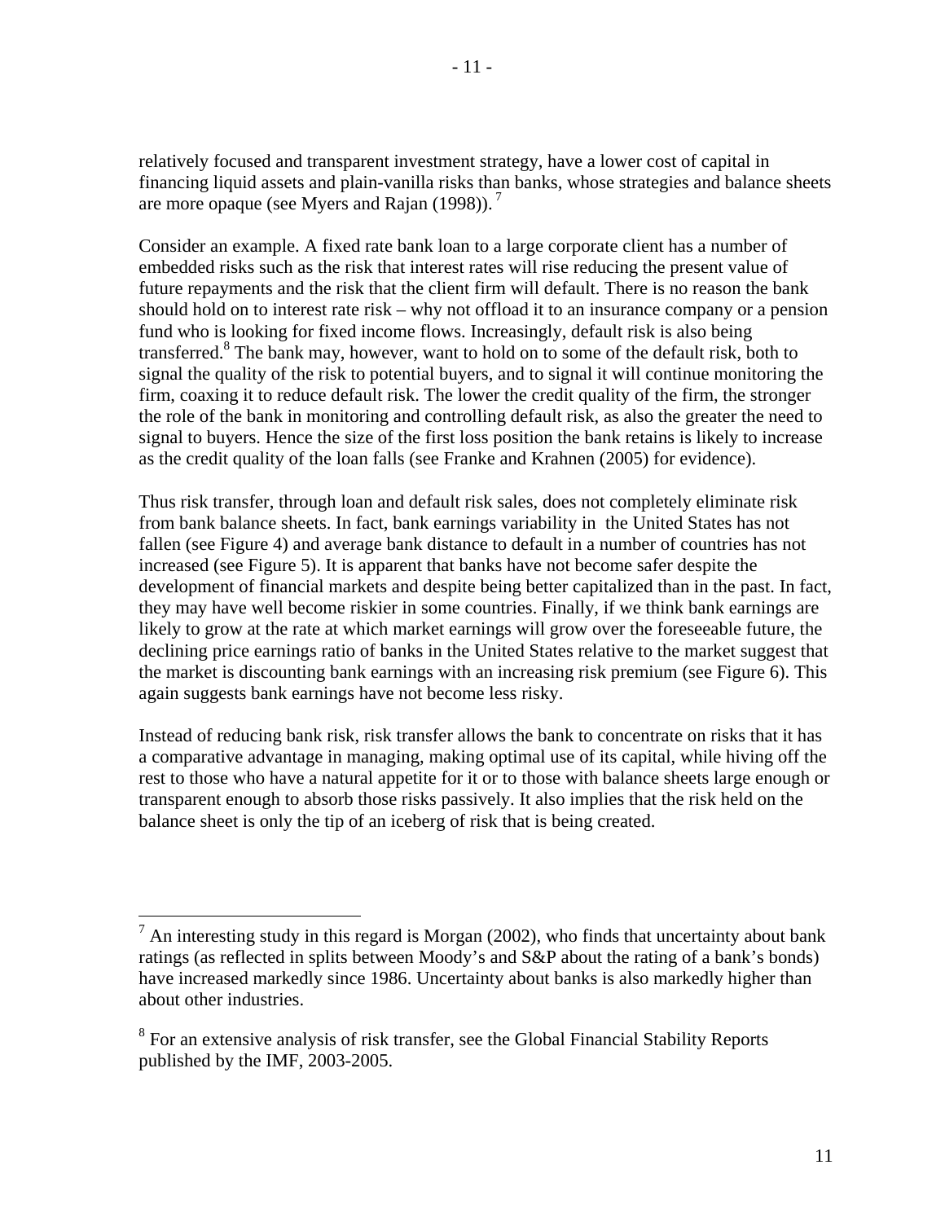relatively focused and transparent investment strategy, have a lower cost of capital in financing liquid assets and plain-vanilla risks than banks, whose strategies and balance sheets are more opaque (see Myers and Rajan (1998)).[7]

Consider an example. A fixed rate bank loan to a large corporate client has a number of embedded risks such as the risk that interest rates will rise reducing the present value of future repayments and the risk that the client firm will default. There is no reason the bank should hold on to interest rate risk – why not offload it to an insurance company or a pension fund who is looking for fixed income flows. Increasingly, default risk is also being transferred.[8] The bank may, however, want to hold on to some of the default risk, both to signal the quality of the risk to potential buyers, and to signal it will continue monitoring the firm, coaxing it to reduce default risk. The lower the credit quality of the firm, the stronger the role of the bank in monitoring and controlling default risk, as also the greater the need to signal to buyers. Hence the size of the first loss position the bank retains is likely to increase as the credit quality of the loan falls (see Franke and Krahnen (2005) for evidence).

Thus risk transfer, through loan and default risk sales, does not completely eliminate risk from bank balance sheets. In fact, bank earnings variability in the United States has not fallen (see Figure 4) and average bank distance to default in a number of countries has not increased (see Figure 5). It is apparent that banks have not become safer despite the development of financial markets and despite being better capitalized than in the past. In fact, they may have well become riskier in some countries. Finally, if we think bank earnings are likely to grow at the rate at which market earnings will grow over the foreseeable future, the declining price earnings ratio of banks in the United States relative to the market suggest that the market is discounting bank earnings with an increasing risk premium (see Figure 6). This again suggests bank earnings have not become less risky.

Instead of reducing bank risk, risk transfer allows the bank to concentrate on risks that it has a comparative advantage in managing, making optimal use of its capital, while hiving off the rest to those who have a natural appetite for it or to those with balance sheets large enough or transparent enough to absorb those risks passively. It also implies that the risk held on the balance sheet is only the tip of an iceberg of risk that is being created.

---

[7] An interesting study in this regard is Morgan (2002), who finds that uncertainty about bank ratings (as reflected in splits between Moody's and S&P about the rating of a bank's bonds) have increased markedly since 1986. Uncertainty about banks is also markedly higher than about other industries.

[8] For an extensive analysis of risk transfer, see the Global Financial Stability Reports published by the IMF, 2003-2005.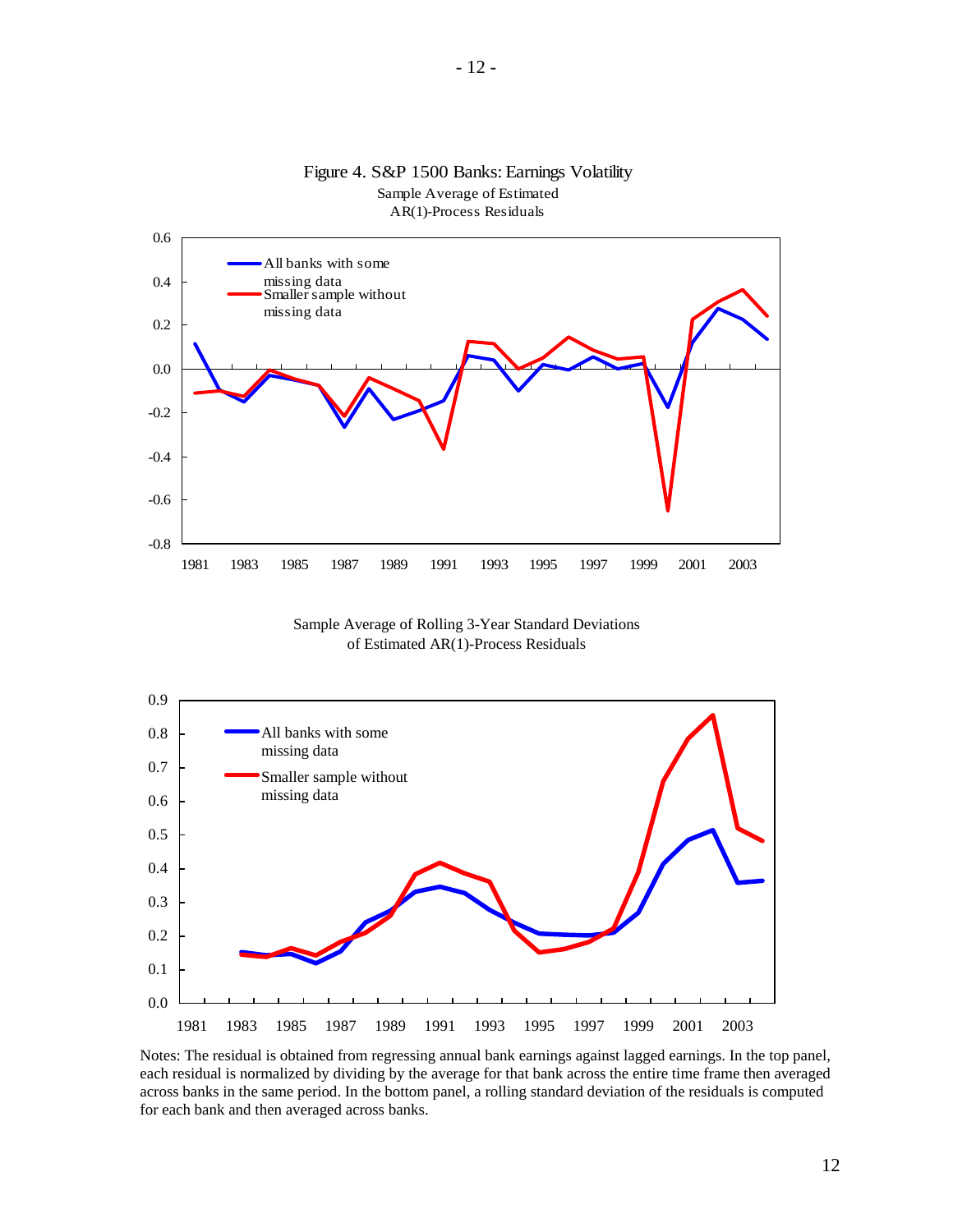Figure 4. S&P 1500 Banks: Earnings Volatility

Sample Average of Estimated AR(1)-Process Residuals

Sample Average of Rolling 3-Year Standard Deviations of Estimated AR(1)-Process Residuals

Notes: The residual is obtained from regressing annual bank earnings against lagged earnings. In the top panel, each residual is normalized by dividing by the average for that bank across the entire time frame then averaged across banks in the same period. In the bottom panel, a rolling standard deviation of the residuals is computed for each bank and then averaged across banks.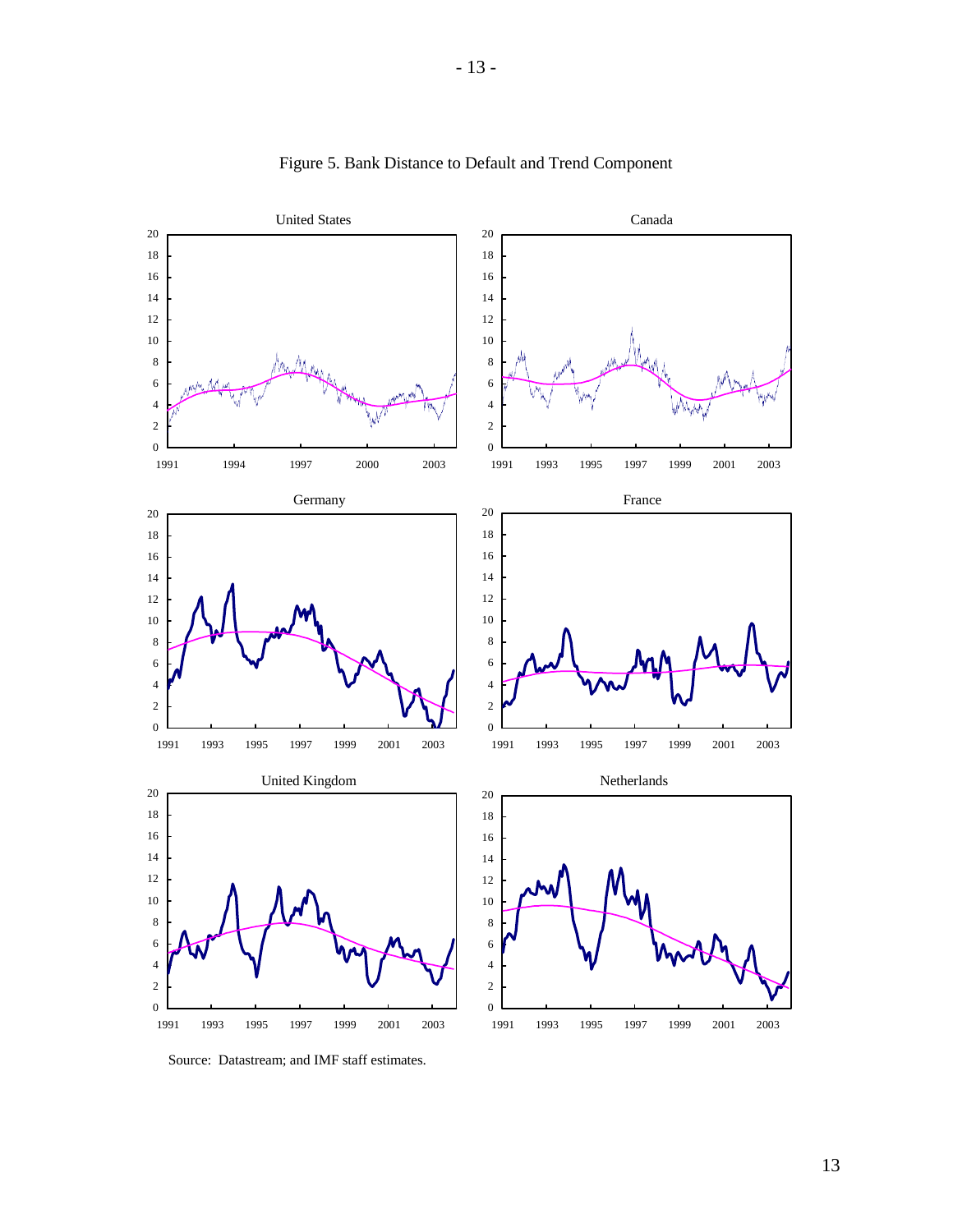Figure 5. Bank Distance to Default and Trend Component

Source: Datastream; and IMF staff estimates.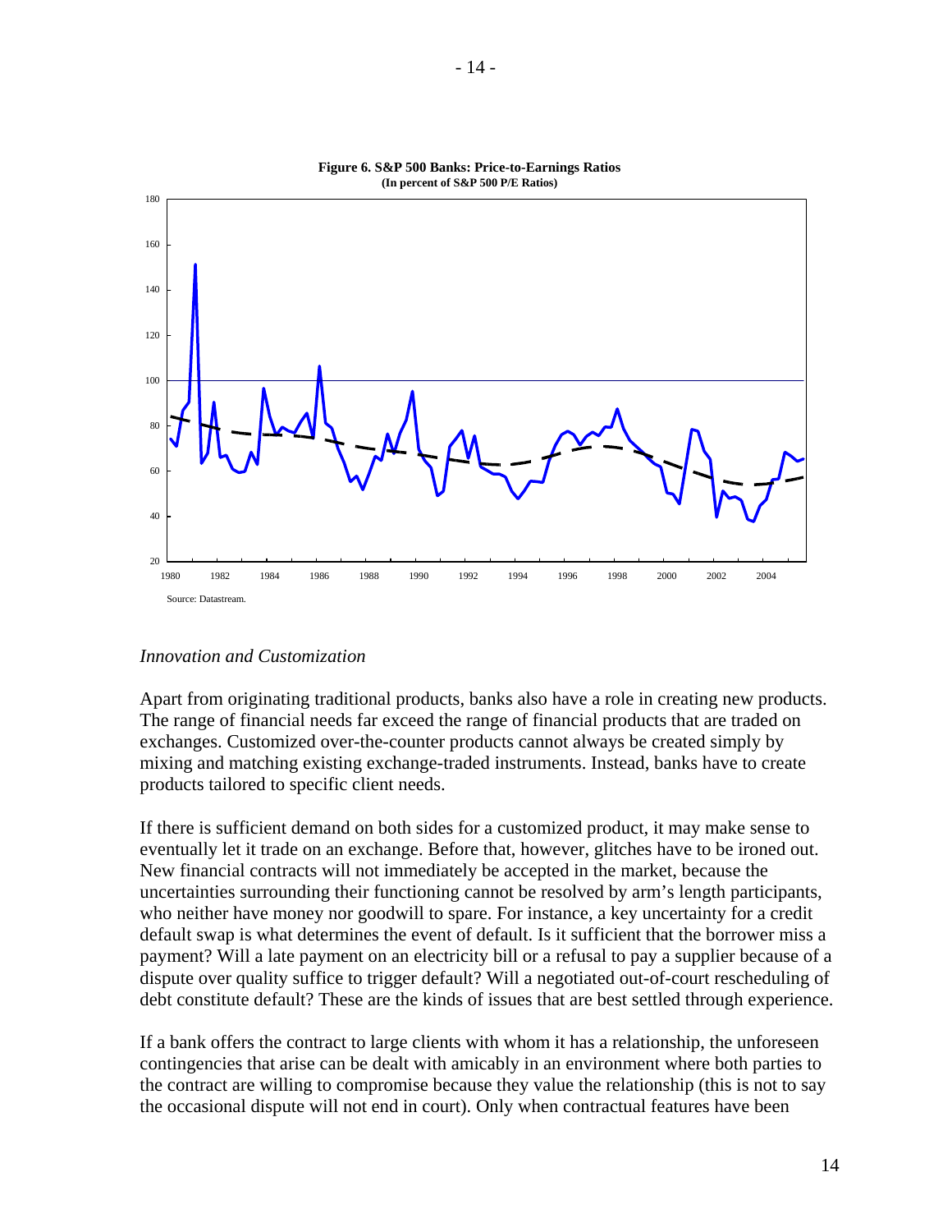**Figure 6. S&P 500 Banks: Price-to-Earnings Ratios**
**(In percent of S&P 500 P/E Ratios)**

Source: Datastream.

*Innovation and Customization*

Apart from originating traditional products, banks also have a role in creating new products. The range of financial needs far exceed the range of financial products that are traded on exchanges. Customized over-the-counter products cannot always be created simply by mixing and matching existing exchange-traded instruments. Instead, banks have to create products tailored to specific client needs.

If there is sufficient demand on both sides for a customized product, it may make sense to eventually let it trade on an exchange. Before that, however, glitches have to be ironed out. New financial contracts will not immediately be accepted in the market, because the uncertainties surrounding their functioning cannot be resolved by arm's length participants, who neither have money nor goodwill to spare. For instance, a key uncertainty for a credit default swap is what determines the event of default. Is it sufficient that the borrower miss a payment? Will a late payment on an electricity bill or a refusal to pay a supplier because of a dispute over quality suffice to trigger default? Will a negotiated out-of-court rescheduling of debt constitute default? These are the kinds of issues that are best settled through experience.

If a bank offers the contract to large clients with whom it has a relationship, the unforeseen contingencies that arise can be dealt with amicably in an environment where both parties to the contract are willing to compromise because they value the relationship (this is not to say the occasional dispute will not end in court). Only when contractual features have been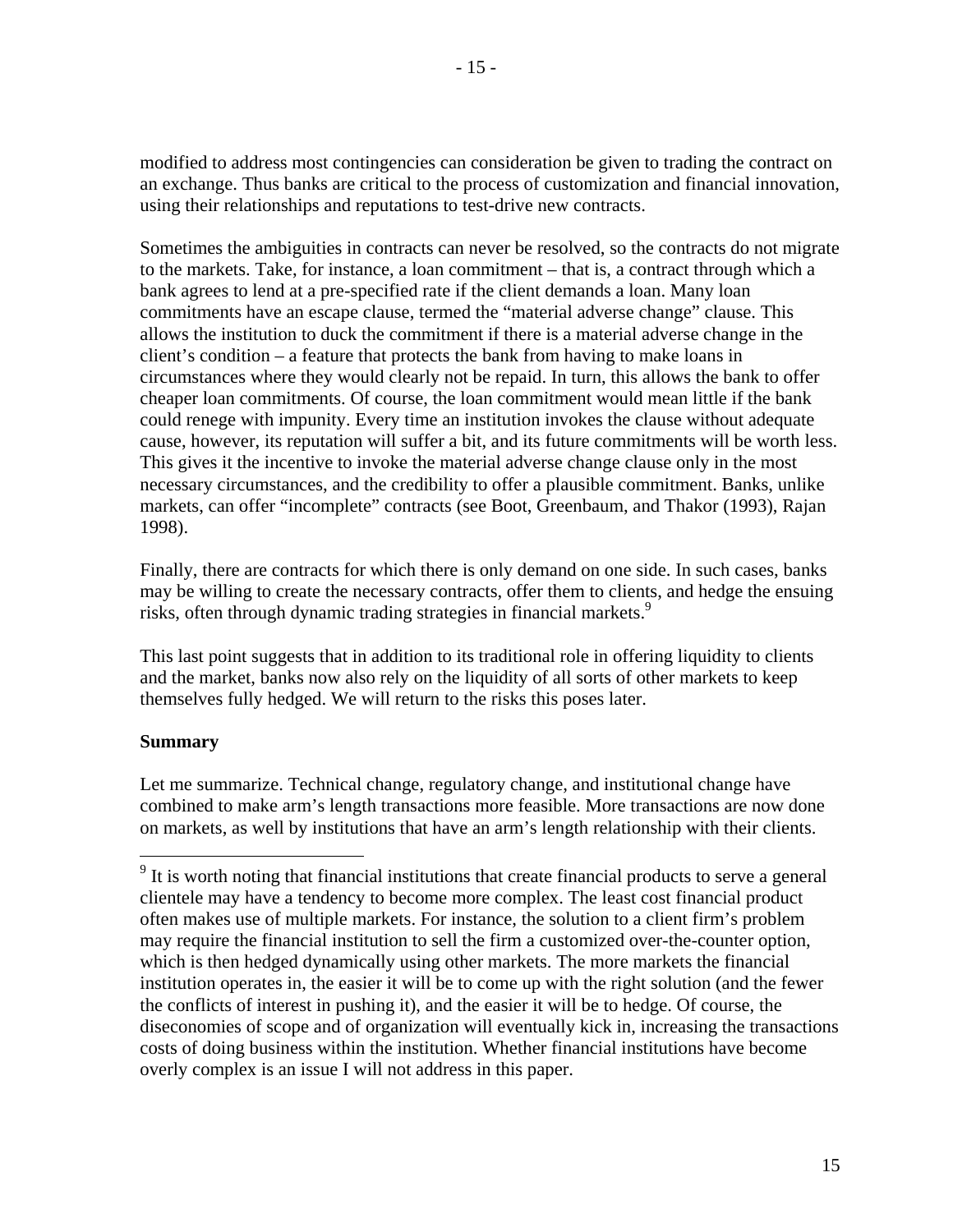modified to address most contingencies can consideration be given to trading the contract on an exchange. Thus banks are critical to the process of customization and financial innovation, using their relationships and reputations to test-drive new contracts.

Sometimes the ambiguities in contracts can never be resolved, so the contracts do not migrate to the markets. Take, for instance, a loan commitment – that is, a contract through which a bank agrees to lend at a pre-specified rate if the client demands a loan. Many loan commitments have an escape clause, termed the "material adverse change" clause. This allows the institution to duck the commitment if there is a material adverse change in the client's condition – a feature that protects the bank from having to make loans in circumstances where they would clearly not be repaid. In turn, this allows the bank to offer cheaper loan commitments. Of course, the loan commitment would mean little if the bank could renege with impunity. Every time an institution invokes the clause without adequate cause, however, its reputation will suffer a bit, and its future commitments will be worth less. This gives it the incentive to invoke the material adverse change clause only in the most necessary circumstances, and the credibility to offer a plausible commitment. Banks, unlike markets, can offer "incomplete" contracts (see Boot, Greenbaum, and Thakor (1993), Rajan 1998).

Finally, there are contracts for which there is only demand on one side. In such cases, banks may be willing to create the necessary contracts, offer them to clients, and hedge the ensuing risks, often through dynamic trading strategies in financial markets.[9]

This last point suggests that in addition to its traditional role in offering liquidity to clients and the market, banks now also rely on the liquidity of all sorts of other markets to keep themselves fully hedged. We will return to the risks this poses later.

**Summary**

Let me summarize. Technical change, regulatory change, and institutional change have combined to make arm's length transactions more feasible. More transactions are now done on markets, as well by institutions that have an arm's length relationship with their clients.

[9] It is worth noting that financial institutions that create financial products to serve a general clientele may have a tendency to become more complex. The least cost financial product often makes use of multiple markets. For instance, the solution to a client firm's problem may require the financial institution to sell the firm a customized over-the-counter option, which is then hedged dynamically using other markets. The more markets the financial institution operates in, the easier it will be to come up with the right solution (and the fewer the conflicts of interest in pushing it), and the easier it will be to hedge. Of course, the diseconomies of scope and of organization will eventually kick in, increasing the transactions costs of doing business within the institution. Whether financial institutions have become overly complex is an issue I will not address in this paper.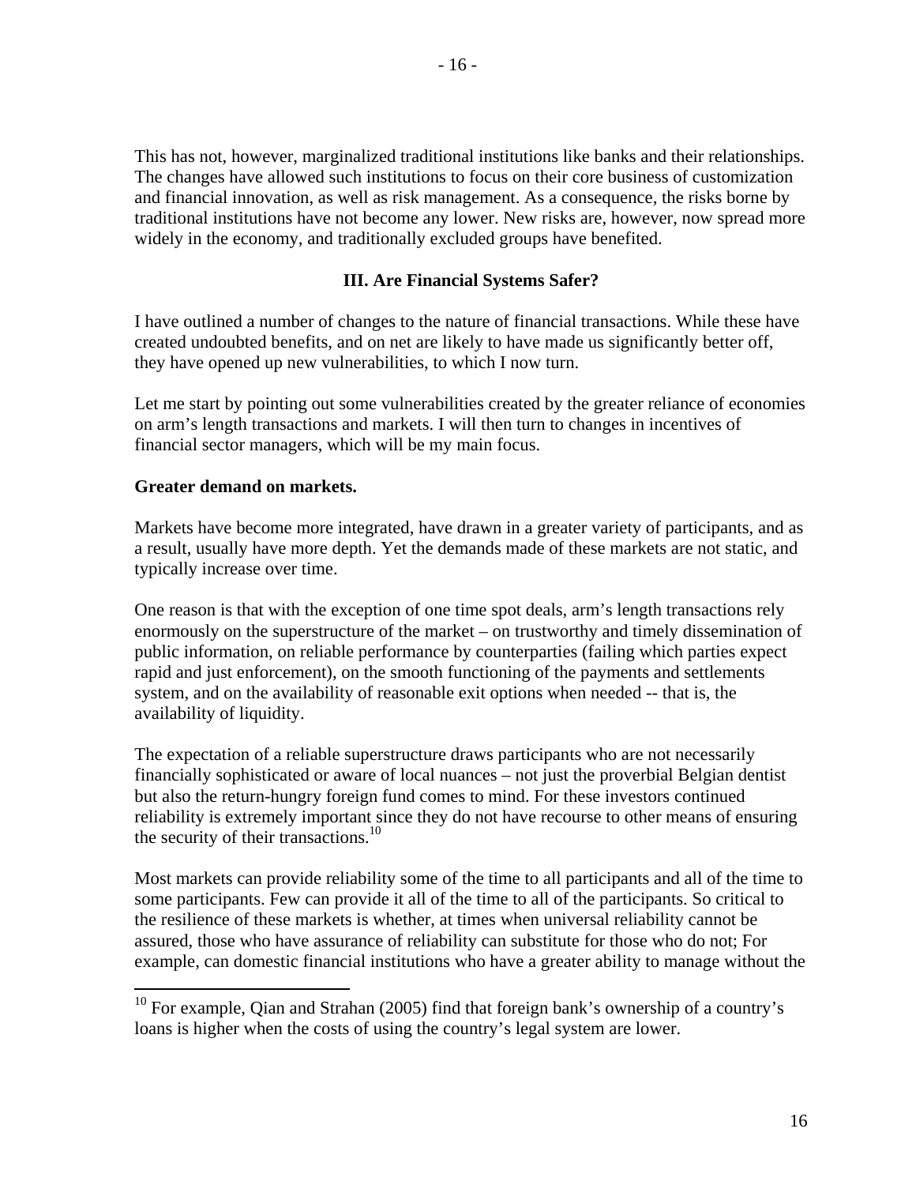This has not, however, marginalized traditional institutions like banks and their relationships. The changes have allowed such institutions to focus on their core business of customization and financial innovation, as well as risk management. As a consequence, the risks borne by traditional institutions have not become any lower. New risks are, however, now spread more widely in the economy, and traditionally excluded groups have benefited.

## III. Are Financial Systems Safer?

I have outlined a number of changes to the nature of financial transactions. While these have created undoubted benefits, and on net are likely to have made us significantly better off, they have opened up new vulnerabilities, to which I now turn.

Let me start by pointing out some vulnerabilities created by the greater reliance of economies on arm's length transactions and markets. I will then turn to changes in incentives of financial sector managers, which will be my main focus.

### Greater demand on markets.

Markets have become more integrated, have drawn in a greater variety of participants, and as a result, usually have more depth. Yet the demands made of these markets are not static, and typically increase over time.

One reason is that with the exception of one time spot deals, arm's length transactions rely enormously on the superstructure of the market – on trustworthy and timely dissemination of public information, on reliable performance by counterparties (failing which parties expect rapid and just enforcement), on the smooth functioning of the payments and settlements system, and on the availability of reasonable exit options when needed -- that is, the availability of liquidity.

The expectation of a reliable superstructure draws participants who are not necessarily financially sophisticated or aware of local nuances – not just the proverbial Belgian dentist but also the return-hungry foreign fund comes to mind. For these investors continued reliability is extremely important since they do not have recourse to other means of ensuring the security of their transactions.[10]

Most markets can provide reliability some of the time to all participants and all of the time to some participants. Few can provide it all of the time to all of the participants. So critical to the resilience of these markets is whether, at times when universal reliability cannot be assured, those who have assurance of reliability can substitute for those who do not; For example, can domestic financial institutions who have a greater ability to manage without the

[10] For example, Qian and Strahan (2005) find that foreign bank's ownership of a country's loans is higher when the costs of using the country's legal system are lower.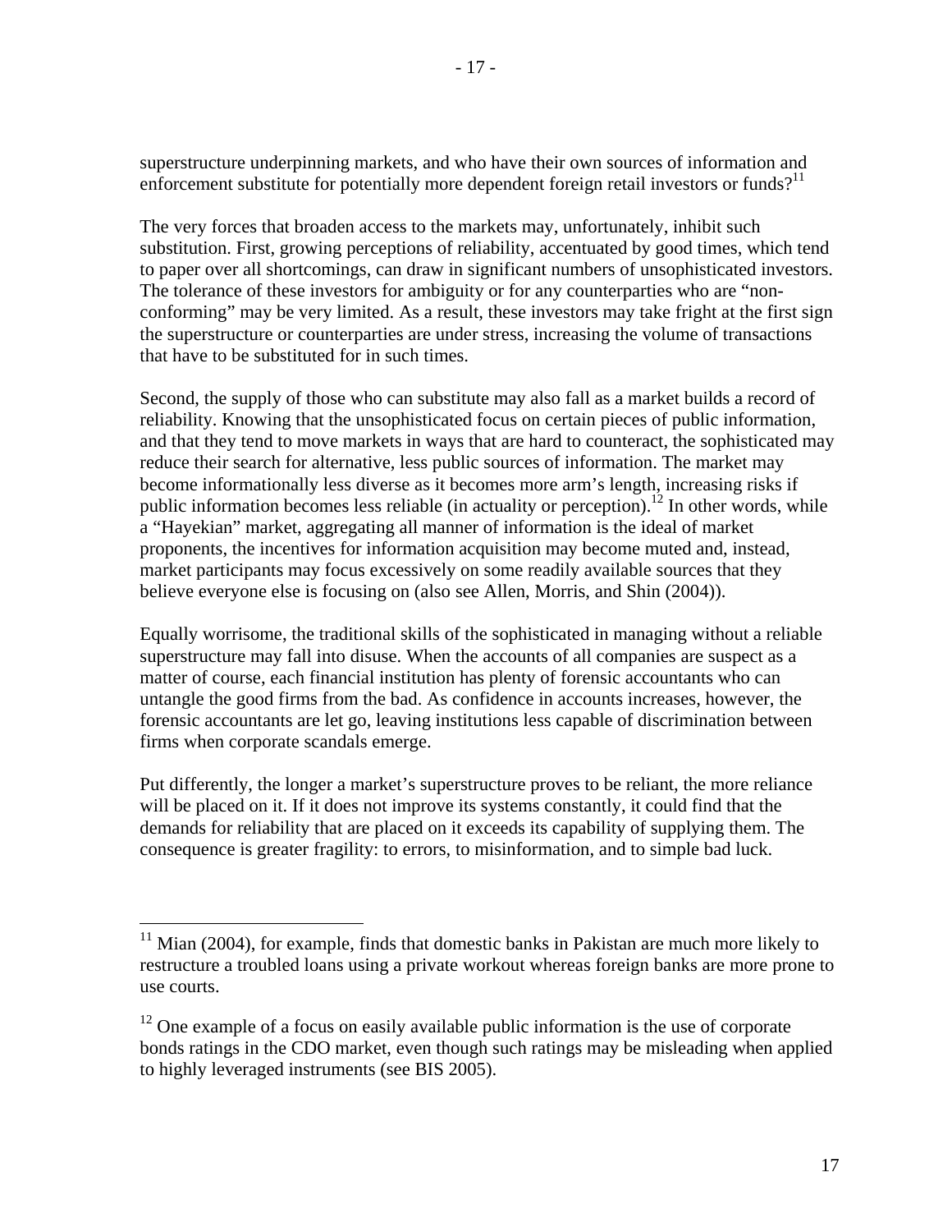superstructure underpinning markets, and who have their own sources of information and enforcement substitute for potentially more dependent foreign retail investors or funds?[11]

The very forces that broaden access to the markets may, unfortunately, inhibit such substitution. First, growing perceptions of reliability, accentuated by good times, which tend to paper over all shortcomings, can draw in significant numbers of unsophisticated investors. The tolerance of these investors for ambiguity or for any counterparties who are "non-conforming" may be very limited. As a result, these investors may take fright at the first sign the superstructure or counterparties are under stress, increasing the volume of transactions that have to be substituted for in such times.

Second, the supply of those who can substitute may also fall as a market builds a record of reliability. Knowing that the unsophisticated focus on certain pieces of public information, and that they tend to move markets in ways that are hard to counteract, the sophisticated may reduce their search for alternative, less public sources of information. The market may become informationally less diverse as it becomes more arm's length, increasing risks if public information becomes less reliable (in actuality or perception).[12] In other words, while a "Hayekian" market, aggregating all manner of information is the ideal of market proponents, the incentives for information acquisition may become muted and, instead, market participants may focus excessively on some readily available sources that they believe everyone else is focusing on (also see Allen, Morris, and Shin (2004)).

Equally worrisome, the traditional skills of the sophisticated in managing without a reliable superstructure may fall into disuse. When the accounts of all companies are suspect as a matter of course, each financial institution has plenty of forensic accountants who can untangle the good firms from the bad. As confidence in accounts increases, however, the forensic accountants are let go, leaving institutions less capable of discrimination between firms when corporate scandals emerge.

Put differently, the longer a market's superstructure proves to be reliant, the more reliance will be placed on it. If it does not improve its systems constantly, it could find that the demands for reliability that are placed on it exceeds its capability of supplying them. The consequence is greater fragility: to errors, to misinformation, and to simple bad luck.

---

[11] Mian (2004), for example, finds that domestic banks in Pakistan are much more likely to restructure a troubled loans using a private workout whereas foreign banks are more prone to use courts.

[12] One example of a focus on easily available public information is the use of corporate bonds ratings in the CDO market, even though such ratings may be misleading when applied to highly leveraged instruments (see BIS 2005).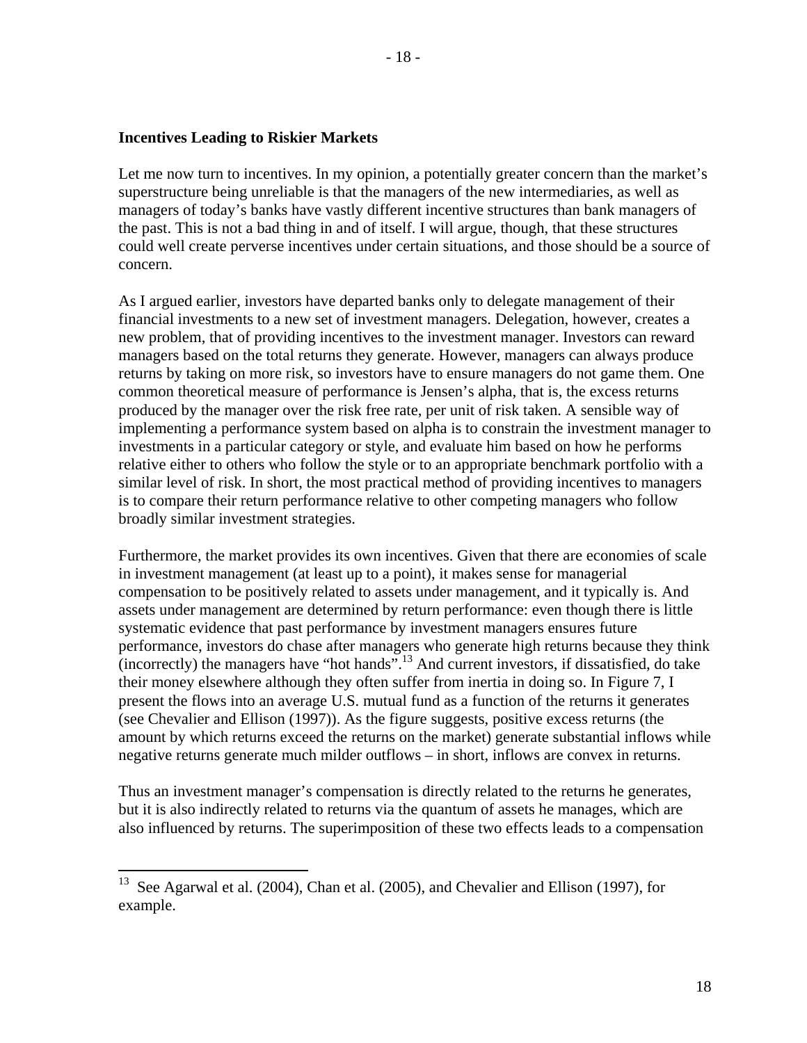**Incentives Leading to Riskier Markets**

Let me now turn to incentives. In my opinion, a potentially greater concern than the market's superstructure being unreliable is that the managers of the new intermediaries, as well as managers of today's banks have vastly different incentive structures than bank managers of the past. This is not a bad thing in and of itself. I will argue, though, that these structures could well create perverse incentives under certain situations, and those should be a source of concern.

As I argued earlier, investors have departed banks only to delegate management of their financial investments to a new set of investment managers. Delegation, however, creates a new problem, that of providing incentives to the investment manager. Investors can reward managers based on the total returns they generate. However, managers can always produce returns by taking on more risk, so investors have to ensure managers do not game them. One common theoretical measure of performance is Jensen's alpha, that is, the excess returns produced by the manager over the risk free rate, per unit of risk taken. A sensible way of implementing a performance system based on alpha is to constrain the investment manager to investments in a particular category or style, and evaluate him based on how he performs relative either to others who follow the style or to an appropriate benchmark portfolio with a similar level of risk. In short, the most practical method of providing incentives to managers is to compare their return performance relative to other competing managers who follow broadly similar investment strategies.

Furthermore, the market provides its own incentives. Given that there are economies of scale in investment management (at least up to a point), it makes sense for managerial compensation to be positively related to assets under management, and it typically is. And assets under management are determined by return performance: even though there is little systematic evidence that past performance by investment managers ensures future performance, investors do chase after managers who generate high returns because they think (incorrectly) the managers have "hot hands".[13] And current investors, if dissatisfied, do take their money elsewhere although they often suffer from inertia in doing so. In Figure 7, I present the flows into an average U.S. mutual fund as a function of the returns it generates (see Chevalier and Ellison (1997)). As the figure suggests, positive excess returns (the amount by which returns exceed the returns on the market) generate substantial inflows while negative returns generate much milder outflows – in short, inflows are convex in returns.

Thus an investment manager's compensation is directly related to the returns he generates, but it is also indirectly related to returns via the quantum of assets he manages, which are also influenced by returns. The superimposition of these two effects leads to a compensation

[13] See Agarwal et al. (2004), Chan et al. (2005), and Chevalier and Ellison (1997), for example.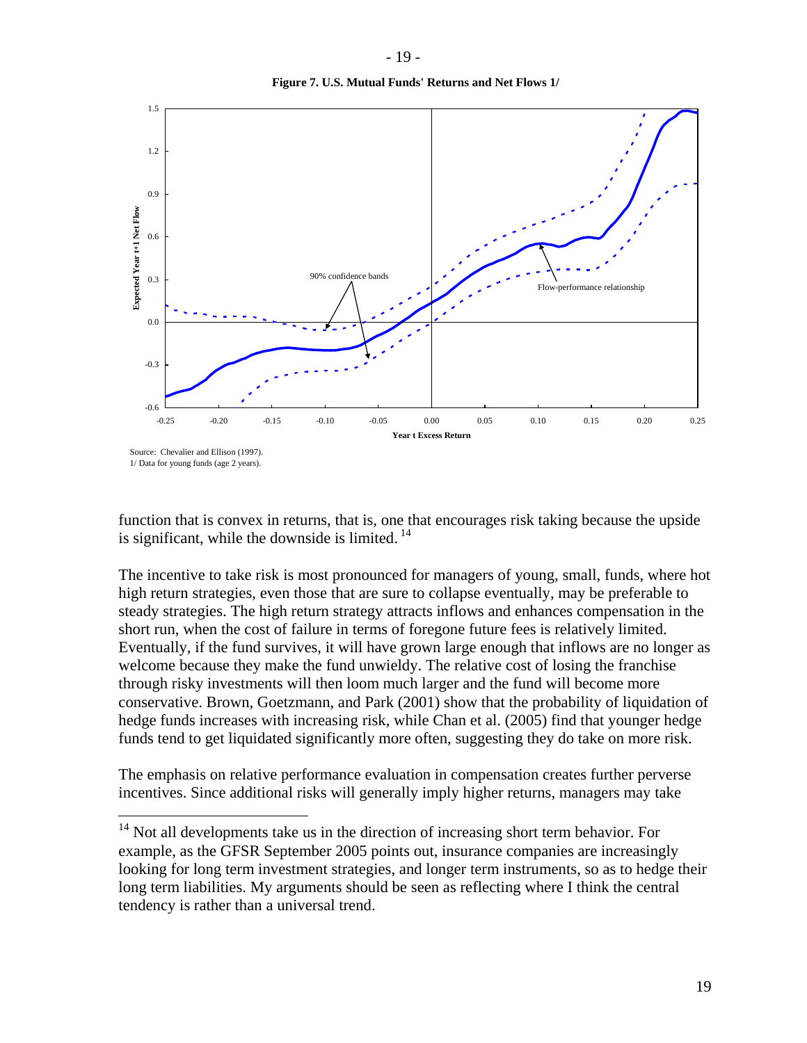**Figure 7. U.S. Mutual Funds' Returns and Net Flows 1/**

Source: Chevalier and Ellison (1997).
1/ Data for young funds (age 2 years).

function that is convex in returns, that is, one that encourages risk taking because the upside is significant, while the downside is limited.[14]

The incentive to take risk is most pronounced for managers of young, small, funds, where hot high return strategies, even those that are sure to collapse eventually, may be preferable to steady strategies. The high return strategy attracts inflows and enhances compensation in the short run, when the cost of failure in terms of foregone future fees is relatively limited. Eventually, if the fund survives, it will have grown large enough that inflows are no longer as welcome because they make the fund unwieldy. The relative cost of losing the franchise through risky investments will then loom much larger and the fund will become more conservative. Brown, Goetzmann, and Park (2001) show that the probability of liquidation of hedge funds increases with increasing risk, while Chan et al. (2005) find that younger hedge funds tend to get liquidated significantly more often, suggesting they do take on more risk.

The emphasis on relative performance evaluation in compensation creates further perverse incentives. Since additional risks will generally imply higher returns, managers may take

---

[14] Not all developments take us in the direction of increasing short term behavior. For example, as the GFSR September 2005 points out, insurance companies are increasingly looking for long term investment strategies, and longer term instruments, so as to hedge their long term liabilities. My arguments should be seen as reflecting where I think the central tendency is rather than a universal trend.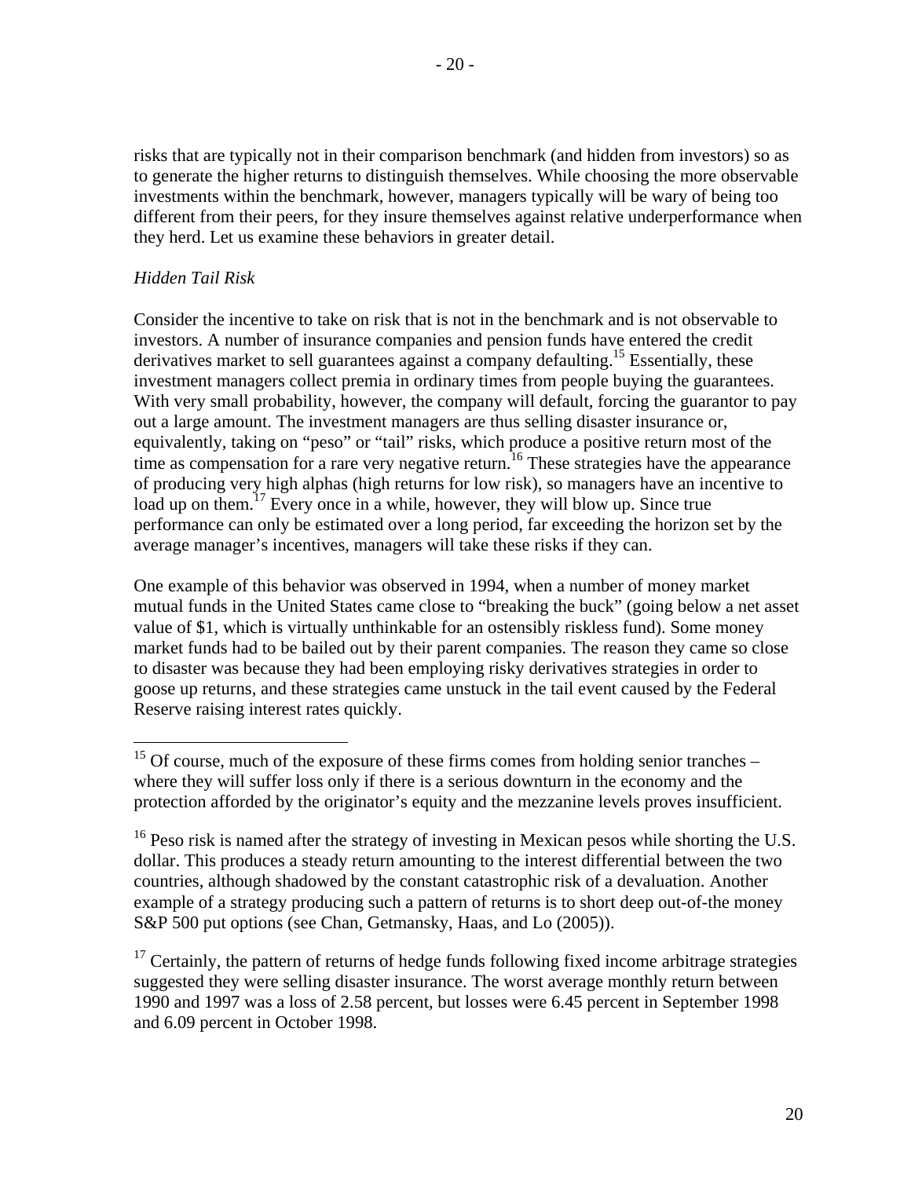risks that are typically not in their comparison benchmark (and hidden from investors) so as to generate the higher returns to distinguish themselves. While choosing the more observable investments within the benchmark, however, managers typically will be wary of being too different from their peers, for they insure themselves against relative underperformance when they herd. Let us examine these behaviors in greater detail.

*Hidden Tail Risk*

Consider the incentive to take on risk that is not in the benchmark and is not observable to investors. A number of insurance companies and pension funds have entered the credit derivatives market to sell guarantees against a company defaulting.[15] Essentially, these investment managers collect premia in ordinary times from people buying the guarantees. With very small probability, however, the company will default, forcing the guarantor to pay out a large amount. The investment managers are thus selling disaster insurance or, equivalently, taking on "peso" or "tail" risks, which produce a positive return most of the time as compensation for a rare very negative return.[16] These strategies have the appearance of producing very high alphas (high returns for low risk), so managers have an incentive to load up on them.[17] Every once in a while, however, they will blow up. Since true performance can only be estimated over a long period, far exceeding the horizon set by the average manager's incentives, managers will take these risks if they can.

One example of this behavior was observed in 1994, when a number of money market mutual funds in the United States came close to "breaking the buck" (going below a net asset value of $1, which is virtually unthinkable for an ostensibly riskless fund). Some money market funds had to be bailed out by their parent companies. The reason they came so close to disaster was because they had been employing risky derivatives strategies in order to goose up returns, and these strategies came unstuck in the tail event caused by the Federal Reserve raising interest rates quickly.

---

[15] Of course, much of the exposure of these firms comes from holding senior tranches – where they will suffer loss only if there is a serious downturn in the economy and the protection afforded by the originator's equity and the mezzanine levels proves insufficient.

[16] Peso risk is named after the strategy of investing in Mexican pesos while shorting the U.S. dollar. This produces a steady return amounting to the interest differential between the two countries, although shadowed by the constant catastrophic risk of a devaluation. Another example of a strategy producing such a pattern of returns is to short deep out-of-the money S&P 500 put options (see Chan, Getmansky, Haas, and Lo (2005)).

[17] Certainly, the pattern of returns of hedge funds following fixed income arbitrage strategies suggested they were selling disaster insurance. The worst average monthly return between 1990 and 1997 was a loss of 2.58 percent, but losses were 6.45 percent in September 1998 and 6.09 percent in October 1998.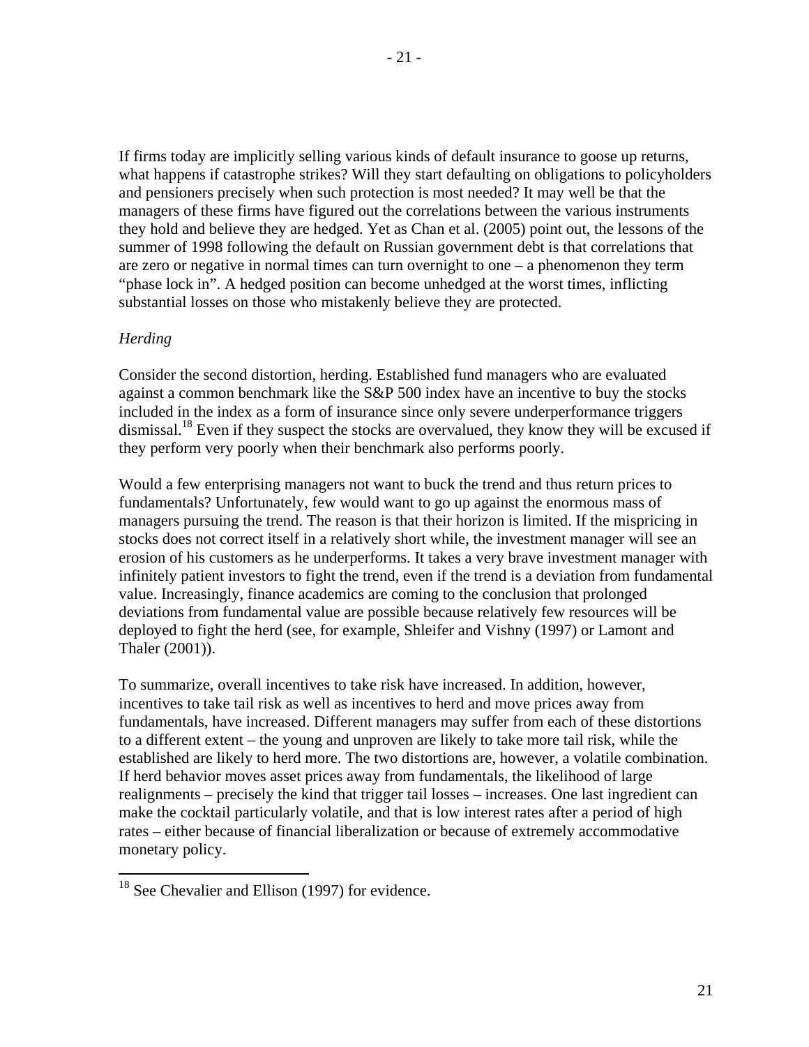If firms today are implicitly selling various kinds of default insurance to goose up returns, what happens if catastrophe strikes? Will they start defaulting on obligations to policyholders and pensioners precisely when such protection is most needed? It may well be that the managers of these firms have figured out the correlations between the various instruments they hold and believe they are hedged. Yet as Chan et al. (2005) point out, the lessons of the summer of 1998 following the default on Russian government debt is that correlations that are zero or negative in normal times can turn overnight to one – a phenomenon they term "phase lock in". A hedged position can become unhedged at the worst times, inflicting substantial losses on those who mistakenly believe they are protected.

*Herding*

Consider the second distortion, herding. Established fund managers who are evaluated against a common benchmark like the S&P 500 index have an incentive to buy the stocks included in the index as a form of insurance since only severe underperformance triggers dismissal.[18] Even if they suspect the stocks are overvalued, they know they will be excused if they perform very poorly when their benchmark also performs poorly.

Would a few enterprising managers not want to buck the trend and thus return prices to fundamentals? Unfortunately, few would want to go up against the enormous mass of managers pursuing the trend. The reason is that their horizon is limited. If the mispricing in stocks does not correct itself in a relatively short while, the investment manager will see an erosion of his customers as he underperforms. It takes a very brave investment manager with infinitely patient investors to fight the trend, even if the trend is a deviation from fundamental value. Increasingly, finance academics are coming to the conclusion that prolonged deviations from fundamental value are possible because relatively few resources will be deployed to fight the herd (see, for example, Shleifer and Vishny (1997) or Lamont and Thaler (2001)).

To summarize, overall incentives to take risk have increased. In addition, however, incentives to take tail risk as well as incentives to herd and move prices away from fundamentals, have increased. Different managers may suffer from each of these distortions to a different extent – the young and unproven are likely to take more tail risk, while the established are likely to herd more. The two distortions are, however, a volatile combination. If herd behavior moves asset prices away from fundamentals, the likelihood of large realignments – precisely the kind that trigger tail losses – increases. One last ingredient can make the cocktail particularly volatile, and that is low interest rates after a period of high rates – either because of financial liberalization or because of extremely accommodative monetary policy.

[18] See Chevalier and Ellison (1997) for evidence.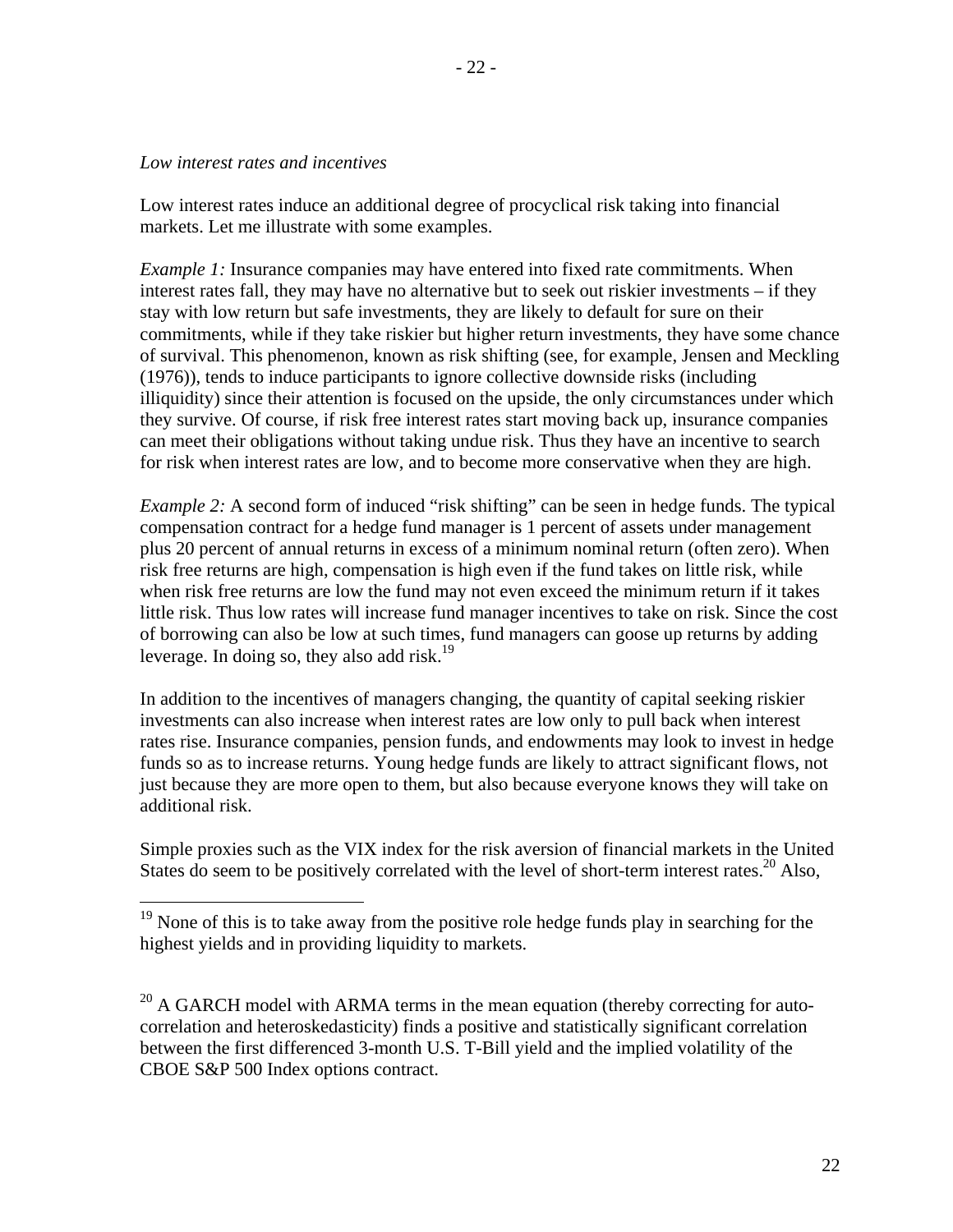*Low interest rates and incentives*

Low interest rates induce an additional degree of procyclical risk taking into financial markets. Let me illustrate with some examples.

*Example 1:* Insurance companies may have entered into fixed rate commitments. When interest rates fall, they may have no alternative but to seek out riskier investments – if they stay with low return but safe investments, they are likely to default for sure on their commitments, while if they take riskier but higher return investments, they have some chance of survival. This phenomenon, known as risk shifting (see, for example, Jensen and Meckling (1976)), tends to induce participants to ignore collective downside risks (including illiquidity) since their attention is focused on the upside, the only circumstances under which they survive. Of course, if risk free interest rates start moving back up, insurance companies can meet their obligations without taking undue risk. Thus they have an incentive to search for risk when interest rates are low, and to become more conservative when they are high.

*Example 2:* A second form of induced "risk shifting" can be seen in hedge funds. The typical compensation contract for a hedge fund manager is 1 percent of assets under management plus 20 percent of annual returns in excess of a minimum nominal return (often zero). When risk free returns are high, compensation is high even if the fund takes on little risk, while when risk free returns are low the fund may not even exceed the minimum return if it takes little risk. Thus low rates will increase fund manager incentives to take on risk. Since the cost of borrowing can also be low at such times, fund managers can goose up returns by adding leverage. In doing so, they also add risk.[19]

In addition to the incentives of managers changing, the quantity of capital seeking riskier investments can also increase when interest rates are low only to pull back when interest rates rise. Insurance companies, pension funds, and endowments may look to invest in hedge funds so as to increase returns. Young hedge funds are likely to attract significant flows, not just because they are more open to them, but also because everyone knows they will take on additional risk.

Simple proxies such as the VIX index for the risk aversion of financial markets in the United States do seem to be positively correlated with the level of short-term interest rates.[20] Also,

---

[19] None of this is to take away from the positive role hedge funds play in searching for the highest yields and in providing liquidity to markets.

[20] A GARCH model with ARMA terms in the mean equation (thereby correcting for auto-correlation and heteroskedasticity) finds a positive and statistically significant correlation between the first differenced 3-month U.S. T-Bill yield and the implied volatility of the CBOE S&P 500 Index options contract.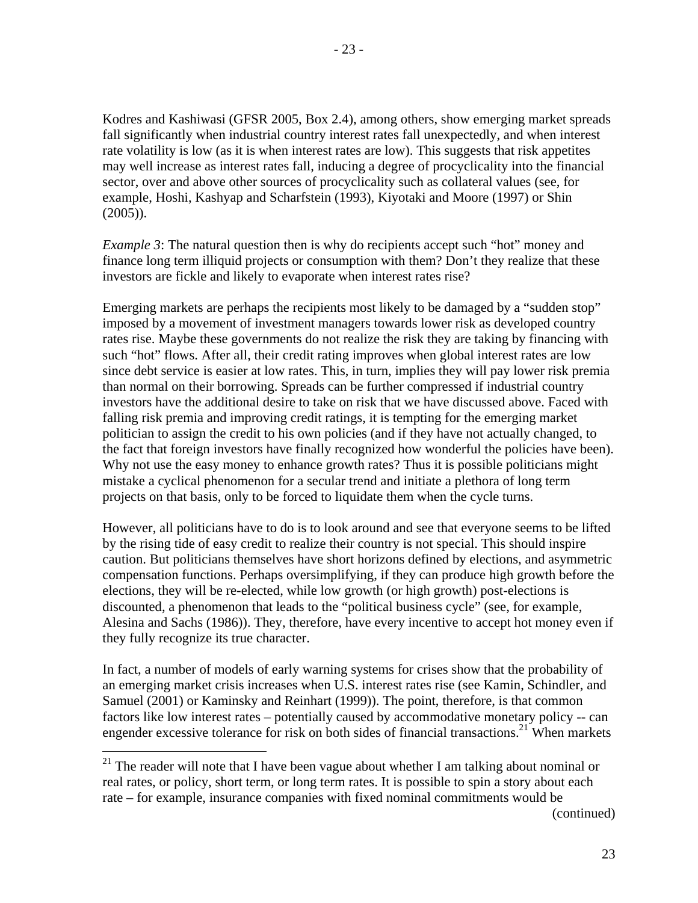Kodres and Kashiwasi (GFSR 2005, Box 2.4), among others, show emerging market spreads fall significantly when industrial country interest rates fall unexpectedly, and when interest rate volatility is low (as it is when interest rates are low). This suggests that risk appetites may well increase as interest rates fall, inducing a degree of procyclicality into the financial sector, over and above other sources of procyclicality such as collateral values (see, for example, Hoshi, Kashyap and Scharfstein (1993), Kiyotaki and Moore (1997) or Shin (2005)).

*Example 3*: The natural question then is why do recipients accept such "hot" money and finance long term illiquid projects or consumption with them? Don't they realize that these investors are fickle and likely to evaporate when interest rates rise?

Emerging markets are perhaps the recipients most likely to be damaged by a "sudden stop" imposed by a movement of investment managers towards lower risk as developed country rates rise. Maybe these governments do not realize the risk they are taking by financing with such "hot" flows. After all, their credit rating improves when global interest rates are low since debt service is easier at low rates. This, in turn, implies they will pay lower risk premia than normal on their borrowing. Spreads can be further compressed if industrial country investors have the additional desire to take on risk that we have discussed above. Faced with falling risk premia and improving credit ratings, it is tempting for the emerging market politician to assign the credit to his own policies (and if they have not actually changed, to the fact that foreign investors have finally recognized how wonderful the policies have been). Why not use the easy money to enhance growth rates? Thus it is possible politicians might mistake a cyclical phenomenon for a secular trend and initiate a plethora of long term projects on that basis, only to be forced to liquidate them when the cycle turns.

However, all politicians have to do is to look around and see that everyone seems to be lifted by the rising tide of easy credit to realize their country is not special. This should inspire caution. But politicians themselves have short horizons defined by elections, and asymmetric compensation functions. Perhaps oversimplifying, if they can produce high growth before the elections, they will be re-elected, while low growth (or high growth) post-elections is discounted, a phenomenon that leads to the "political business cycle" (see, for example, Alesina and Sachs (1986)). They, therefore, have every incentive to accept hot money even if they fully recognize its true character.

In fact, a number of models of early warning systems for crises show that the probability of an emerging market crisis increases when U.S. interest rates rise (see Kamin, Schindler, and Samuel (2001) or Kaminsky and Reinhart (1999)). The point, therefore, is that common factors like low interest rates – potentially caused by accommodative monetary policy -- can engender excessive tolerance for risk on both sides of financial transactions.[21] When markets

---

[21] The reader will note that I have been vague about whether I am talking about nominal or real rates, or policy, short term, or long term rates. It is possible to spin a story about each rate – for example, insurance companies with fixed nominal commitments would be

(continued)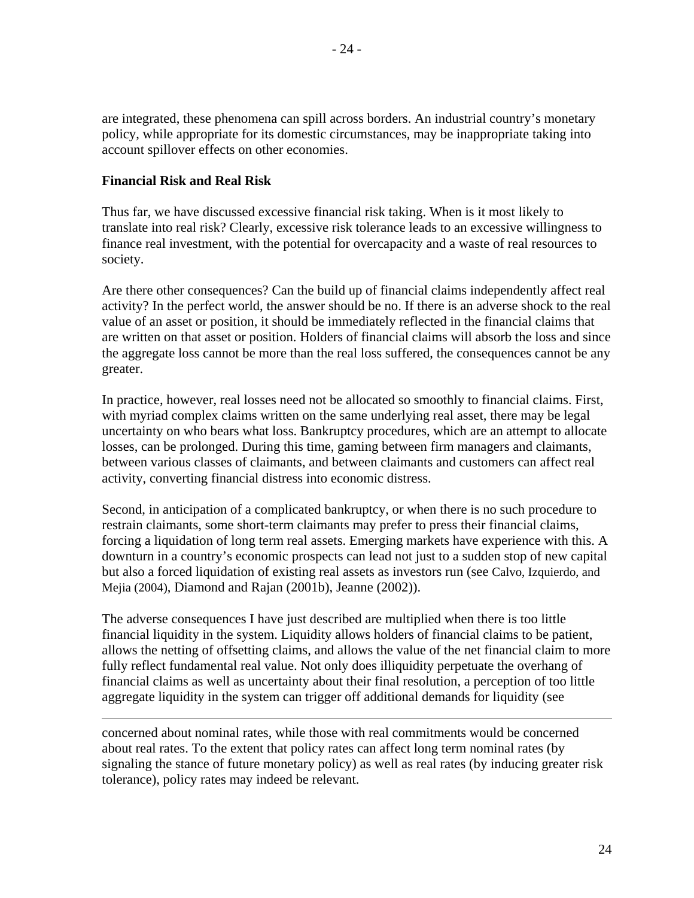are integrated, these phenomena can spill across borders. An industrial country's monetary policy, while appropriate for its domestic circumstances, may be inappropriate taking into account spillover effects on other economies.

**Financial Risk and Real Risk**

Thus far, we have discussed excessive financial risk taking. When is it most likely to translate into real risk? Clearly, excessive risk tolerance leads to an excessive willingness to finance real investment, with the potential for overcapacity and a waste of real resources to society.

Are there other consequences? Can the build up of financial claims independently affect real activity? In the perfect world, the answer should be no. If there is an adverse shock to the real value of an asset or position, it should be immediately reflected in the financial claims that are written on that asset or position. Holders of financial claims will absorb the loss and since the aggregate loss cannot be more than the real loss suffered, the consequences cannot be any greater.

In practice, however, real losses need not be allocated so smoothly to financial claims. First, with myriad complex claims written on the same underlying real asset, there may be legal uncertainty on who bears what loss. Bankruptcy procedures, which are an attempt to allocate losses, can be prolonged. During this time, gaming between firm managers and claimants, between various classes of claimants, and between claimants and customers can affect real activity, converting financial distress into economic distress.

Second, in anticipation of a complicated bankruptcy, or when there is no such procedure to restrain claimants, some short-term claimants may prefer to press their financial claims, forcing a liquidation of long term real assets. Emerging markets have experience with this. A downturn in a country's economic prospects can lead not just to a sudden stop of new capital but also a forced liquidation of existing real assets as investors run (see Calvo, Izquierdo, and Mejia (2004), Diamond and Rajan (2001b), Jeanne (2002)).

The adverse consequences I have just described are multiplied when there is too little financial liquidity in the system. Liquidity allows holders of financial claims to be patient, allows the netting of offsetting claims, and allows the value of the net financial claim to more fully reflect fundamental real value. Not only does illiquidity perpetuate the overhang of financial claims as well as uncertainty about their final resolution, a perception of too little aggregate liquidity in the system can trigger off additional demands for liquidity (see

---

concerned about nominal rates, while those with real commitments would be concerned about real rates. To the extent that policy rates can affect long term nominal rates (by signaling the stance of future monetary policy) as well as real rates (by inducing greater risk tolerance), policy rates may indeed be relevant.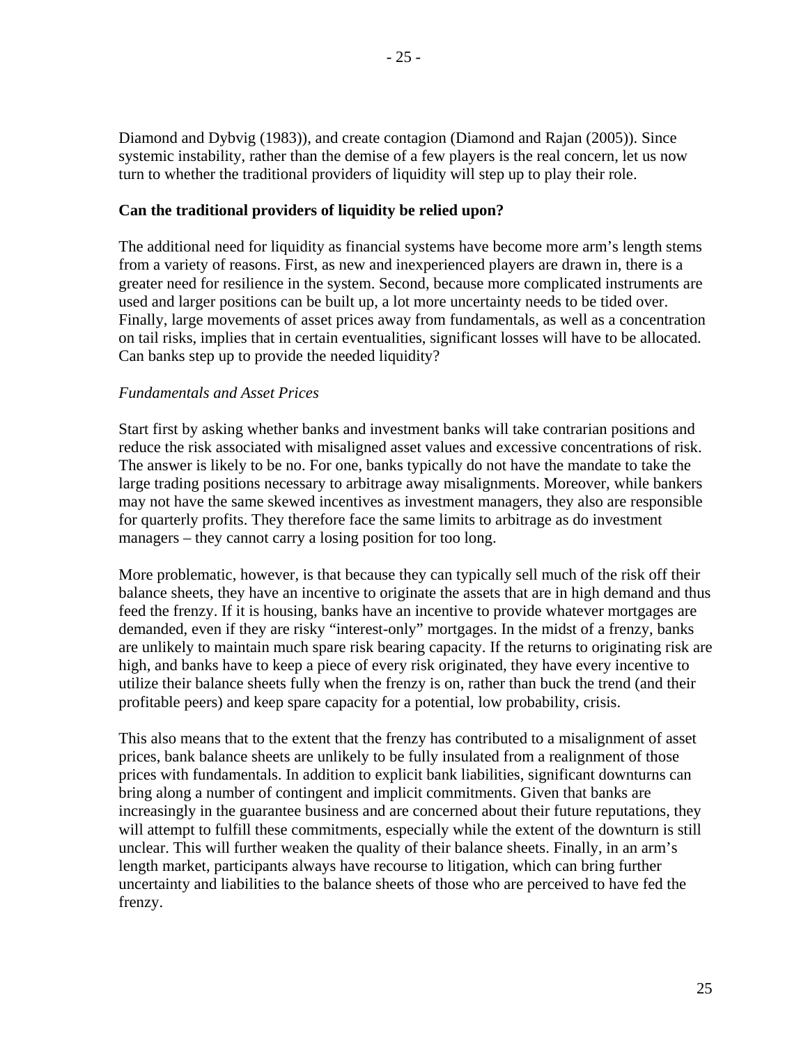Diamond and Dybvig (1983)), and create contagion (Diamond and Rajan (2005)). Since systemic instability, rather than the demise of a few players is the real concern, let us now turn to whether the traditional providers of liquidity will step up to play their role.

**Can the traditional providers of liquidity be relied upon?**

The additional need for liquidity as financial systems have become more arm's length stems from a variety of reasons. First, as new and inexperienced players are drawn in, there is a greater need for resilience in the system. Second, because more complicated instruments are used and larger positions can be built up, a lot more uncertainty needs to be tided over. Finally, large movements of asset prices away from fundamentals, as well as a concentration on tail risks, implies that in certain eventualities, significant losses will have to be allocated. Can banks step up to provide the needed liquidity?

*Fundamentals and Asset Prices*

Start first by asking whether banks and investment banks will take contrarian positions and reduce the risk associated with misaligned asset values and excessive concentrations of risk. The answer is likely to be no. For one, banks typically do not have the mandate to take the large trading positions necessary to arbitrage away misalignments. Moreover, while bankers may not have the same skewed incentives as investment managers, they also are responsible for quarterly profits. They therefore face the same limits to arbitrage as do investment managers – they cannot carry a losing position for too long.

More problematic, however, is that because they can typically sell much of the risk off their balance sheets, they have an incentive to originate the assets that are in high demand and thus feed the frenzy. If it is housing, banks have an incentive to provide whatever mortgages are demanded, even if they are risky "interest-only" mortgages. In the midst of a frenzy, banks are unlikely to maintain much spare risk bearing capacity. If the returns to originating risk are high, and banks have to keep a piece of every risk originated, they have every incentive to utilize their balance sheets fully when the frenzy is on, rather than buck the trend (and their profitable peers) and keep spare capacity for a potential, low probability, crisis.

This also means that to the extent that the frenzy has contributed to a misalignment of asset prices, bank balance sheets are unlikely to be fully insulated from a realignment of those prices with fundamentals. In addition to explicit bank liabilities, significant downturns can bring along a number of contingent and implicit commitments. Given that banks are increasingly in the guarantee business and are concerned about their future reputations, they will attempt to fulfill these commitments, especially while the extent of the downturn is still unclear. This will further weaken the quality of their balance sheets. Finally, in an arm's length market, participants always have recourse to litigation, which can bring further uncertainty and liabilities to the balance sheets of those who are perceived to have fed the frenzy.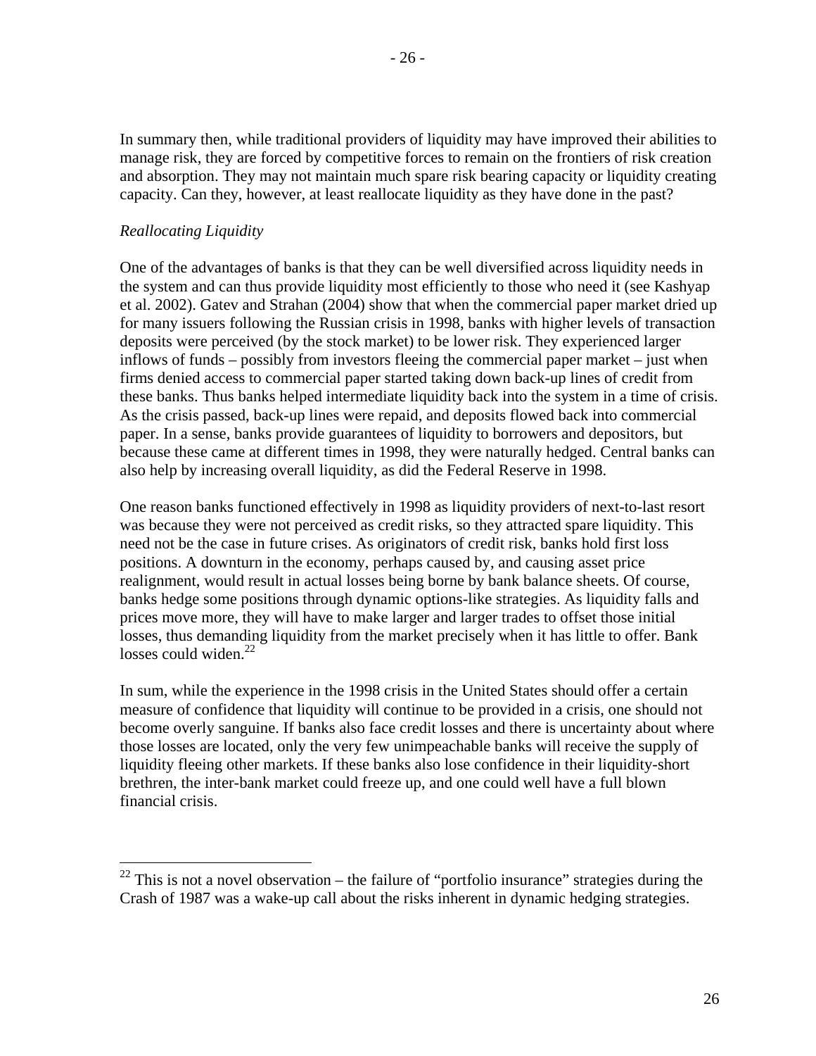In summary then, while traditional providers of liquidity may have improved their abilities to manage risk, they are forced by competitive forces to remain on the frontiers of risk creation and absorption. They may not maintain much spare risk bearing capacity or liquidity creating capacity. Can they, however, at least reallocate liquidity as they have done in the past?

*Reallocating Liquidity*

One of the advantages of banks is that they can be well diversified across liquidity needs in the system and can thus provide liquidity most efficiently to those who need it (see Kashyap et al. 2002). Gatev and Strahan (2004) show that when the commercial paper market dried up for many issuers following the Russian crisis in 1998, banks with higher levels of transaction deposits were perceived (by the stock market) to be lower risk. They experienced larger inflows of funds – possibly from investors fleeing the commercial paper market – just when firms denied access to commercial paper started taking down back-up lines of credit from these banks. Thus banks helped intermediate liquidity back into the system in a time of crisis. As the crisis passed, back-up lines were repaid, and deposits flowed back into commercial paper. In a sense, banks provide guarantees of liquidity to borrowers and depositors, but because these came at different times in 1998, they were naturally hedged. Central banks can also help by increasing overall liquidity, as did the Federal Reserve in 1998.

One reason banks functioned effectively in 1998 as liquidity providers of next-to-last resort was because they were not perceived as credit risks, so they attracted spare liquidity. This need not be the case in future crises. As originators of credit risk, banks hold first loss positions. A downturn in the economy, perhaps caused by, and causing asset price realignment, would result in actual losses being borne by bank balance sheets. Of course, banks hedge some positions through dynamic options-like strategies. As liquidity falls and prices move more, they will have to make larger and larger trades to offset those initial losses, thus demanding liquidity from the market precisely when it has little to offer. Bank losses could widen.[22]

In sum, while the experience in the 1998 crisis in the United States should offer a certain measure of confidence that liquidity will continue to be provided in a crisis, one should not become overly sanguine. If banks also face credit losses and there is uncertainty about where those losses are located, only the very few unimpeachable banks will receive the supply of liquidity fleeing other markets. If these banks also lose confidence in their liquidity-short brethren, the inter-bank market could freeze up, and one could well have a full blown financial crisis.

[22] This is not a novel observation – the failure of "portfolio insurance" strategies during the Crash of 1987 was a wake-up call about the risks inherent in dynamic hedging strategies.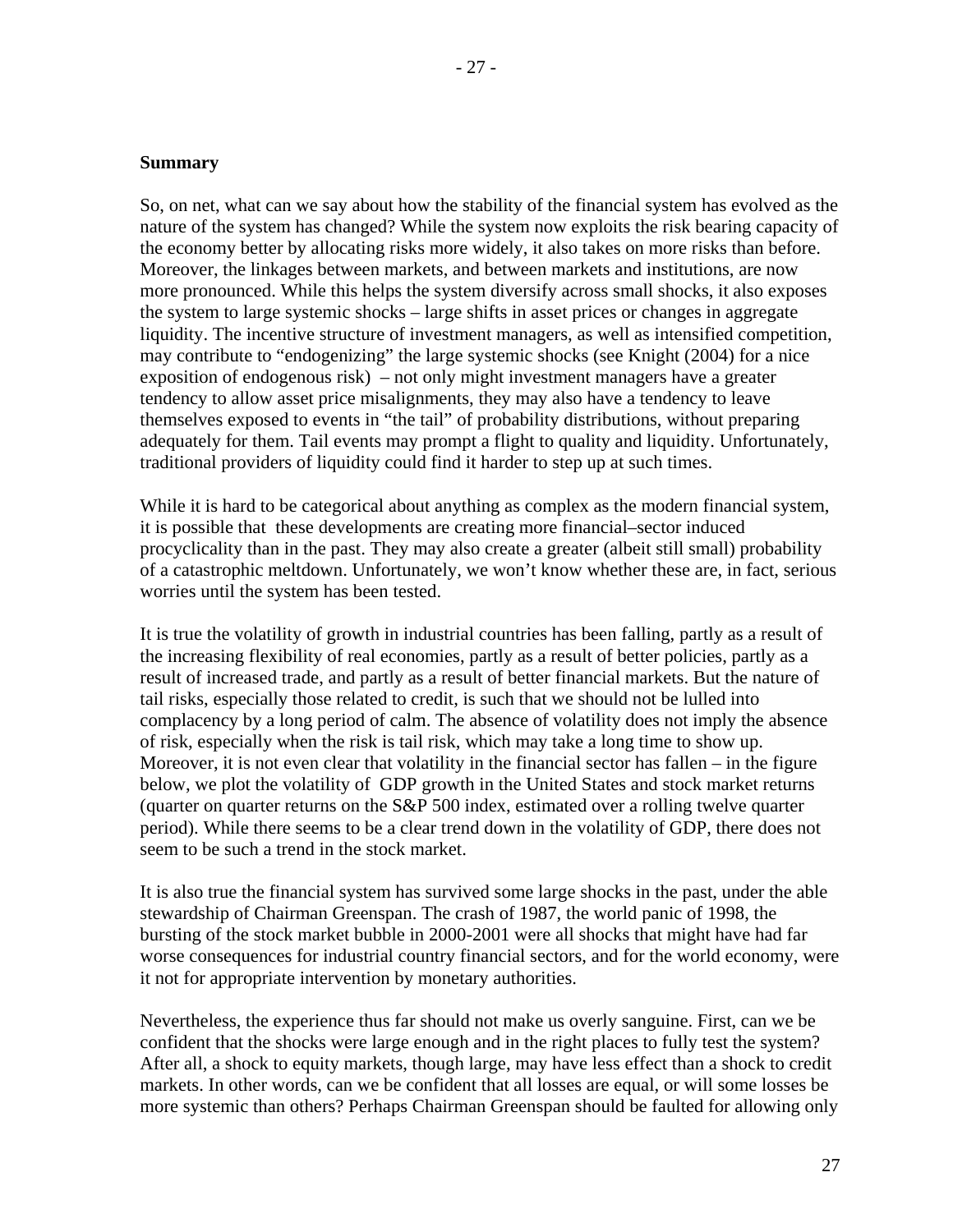**Summary**

So, on net, what can we say about how the stability of the financial system has evolved as the nature of the system has changed? While the system now exploits the risk bearing capacity of the economy better by allocating risks more widely, it also takes on more risks than before. Moreover, the linkages between markets, and between markets and institutions, are now more pronounced. While this helps the system diversify across small shocks, it also exposes the system to large systemic shocks – large shifts in asset prices or changes in aggregate liquidity. The incentive structure of investment managers, as well as intensified competition, may contribute to "endogenizing" the large systemic shocks (see Knight (2004) for a nice exposition of endogenous risk) – not only might investment managers have a greater tendency to allow asset price misalignments, they may also have a tendency to leave themselves exposed to events in "the tail" of probability distributions, without preparing adequately for them. Tail events may prompt a flight to quality and liquidity. Unfortunately, traditional providers of liquidity could find it harder to step up at such times.

While it is hard to be categorical about anything as complex as the modern financial system, it is possible that these developments are creating more financial–sector induced procyclicality than in the past. They may also create a greater (albeit still small) probability of a catastrophic meltdown. Unfortunately, we won't know whether these are, in fact, serious worries until the system has been tested.

It is true the volatility of growth in industrial countries has been falling, partly as a result of the increasing flexibility of real economies, partly as a result of better policies, partly as a result of increased trade, and partly as a result of better financial markets. But the nature of tail risks, especially those related to credit, is such that we should not be lulled into complacency by a long period of calm. The absence of volatility does not imply the absence of risk, especially when the risk is tail risk, which may take a long time to show up. Moreover, it is not even clear that volatility in the financial sector has fallen – in the figure below, we plot the volatility of GDP growth in the United States and stock market returns (quarter on quarter returns on the S&P 500 index, estimated over a rolling twelve quarter period). While there seems to be a clear trend down in the volatility of GDP, there does not seem to be such a trend in the stock market.

It is also true the financial system has survived some large shocks in the past, under the able stewardship of Chairman Greenspan. The crash of 1987, the world panic of 1998, the bursting of the stock market bubble in 2000-2001 were all shocks that might have had far worse consequences for industrial country financial sectors, and for the world economy, were it not for appropriate intervention by monetary authorities.

Nevertheless, the experience thus far should not make us overly sanguine. First, can we be confident that the shocks were large enough and in the right places to fully test the system? After all, a shock to equity markets, though large, may have less effect than a shock to credit markets. In other words, can we be confident that all losses are equal, or will some losses be more systemic than others? Perhaps Chairman Greenspan should be faulted for allowing only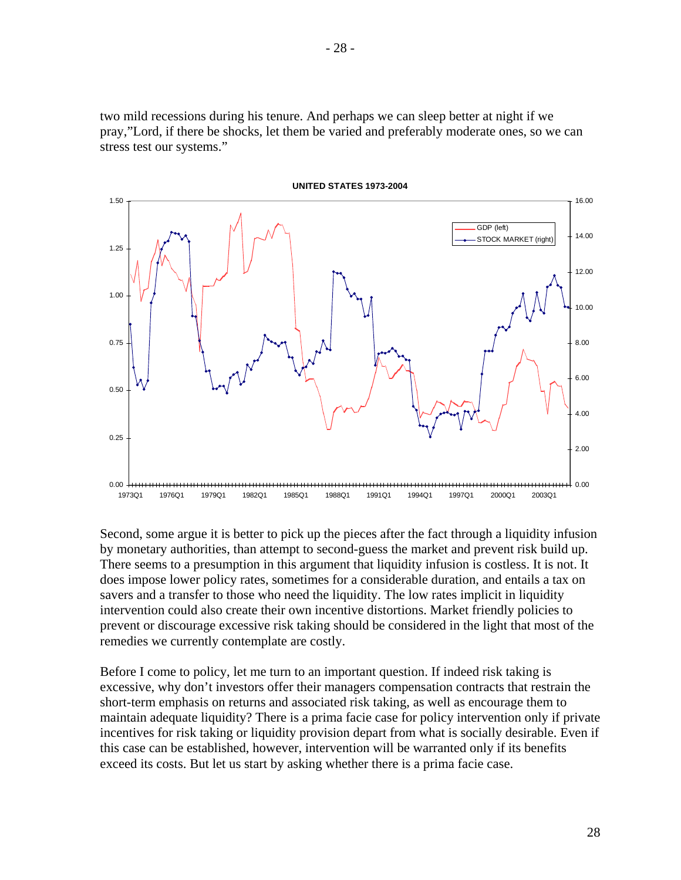two mild recessions during his tenure. And perhaps we can sleep better at night if we pray,"Lord, if there be shocks, let them be varied and preferably moderate ones, so we can stress test our systems."

**UNITED STATES 1973-2004**

Second, some argue it is better to pick up the pieces after the fact through a liquidity infusion by monetary authorities, than attempt to second-guess the market and prevent risk build up. There seems to a presumption in this argument that liquidity infusion is costless. It is not. It does impose lower policy rates, sometimes for a considerable duration, and entails a tax on savers and a transfer to those who need the liquidity. The low rates implicit in liquidity intervention could also create their own incentive distortions. Market friendly policies to prevent or discourage excessive risk taking should be considered in the light that most of the remedies we currently contemplate are costly.

Before I come to policy, let me turn to an important question. If indeed risk taking is excessive, why don't investors offer their managers compensation contracts that restrain the short-term emphasis on returns and associated risk taking, as well as encourage them to maintain adequate liquidity? There is a prima facie case for policy intervention only if private incentives for risk taking or liquidity provision depart from what is socially desirable. Even if this case can be established, however, intervention will be warranted only if its benefits exceed its costs. But let us start by asking whether there is a prima facie case.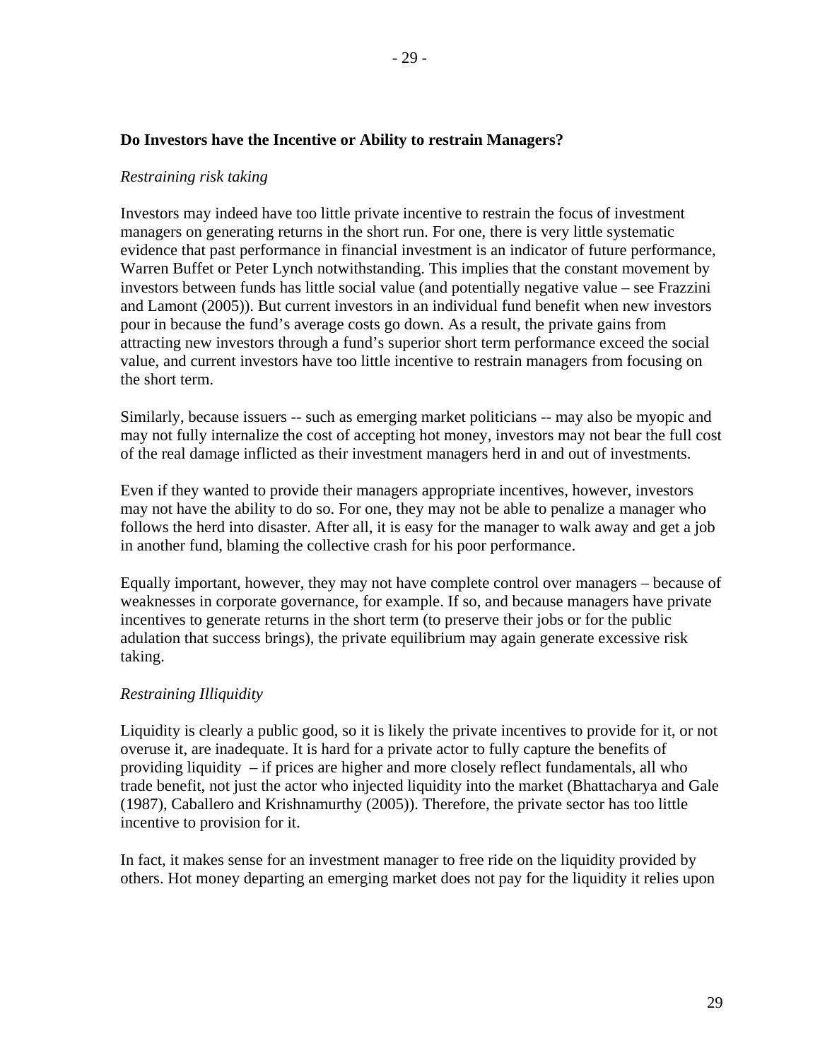**Do Investors have the Incentive or Ability to restrain Managers?**

*Restraining risk taking*

Investors may indeed have too little private incentive to restrain the focus of investment managers on generating returns in the short run. For one, there is very little systematic evidence that past performance in financial investment is an indicator of future performance, Warren Buffet or Peter Lynch notwithstanding. This implies that the constant movement by investors between funds has little social value (and potentially negative value – see Frazzini and Lamont (2005)). But current investors in an individual fund benefit when new investors pour in because the fund's average costs go down. As a result, the private gains from attracting new investors through a fund's superior short term performance exceed the social value, and current investors have too little incentive to restrain managers from focusing on the short term.

Similarly, because issuers -- such as emerging market politicians -- may also be myopic and may not fully internalize the cost of accepting hot money, investors may not bear the full cost of the real damage inflicted as their investment managers herd in and out of investments.

Even if they wanted to provide their managers appropriate incentives, however, investors may not have the ability to do so. For one, they may not be able to penalize a manager who follows the herd into disaster. After all, it is easy for the manager to walk away and get a job in another fund, blaming the collective crash for his poor performance.

Equally important, however, they may not have complete control over managers – because of weaknesses in corporate governance, for example. If so, and because managers have private incentives to generate returns in the short term (to preserve their jobs or for the public adulation that success brings), the private equilibrium may again generate excessive risk taking.

*Restraining Illiquidity*

Liquidity is clearly a public good, so it is likely the private incentives to provide for it, or not overuse it, are inadequate. It is hard for a private actor to fully capture the benefits of providing liquidity – if prices are higher and more closely reflect fundamentals, all who trade benefit, not just the actor who injected liquidity into the market (Bhattacharya and Gale (1987), Caballero and Krishnamurthy (2005)). Therefore, the private sector has too little incentive to provision for it.

In fact, it makes sense for an investment manager to free ride on the liquidity provided by others. Hot money departing an emerging market does not pay for the liquidity it relies upon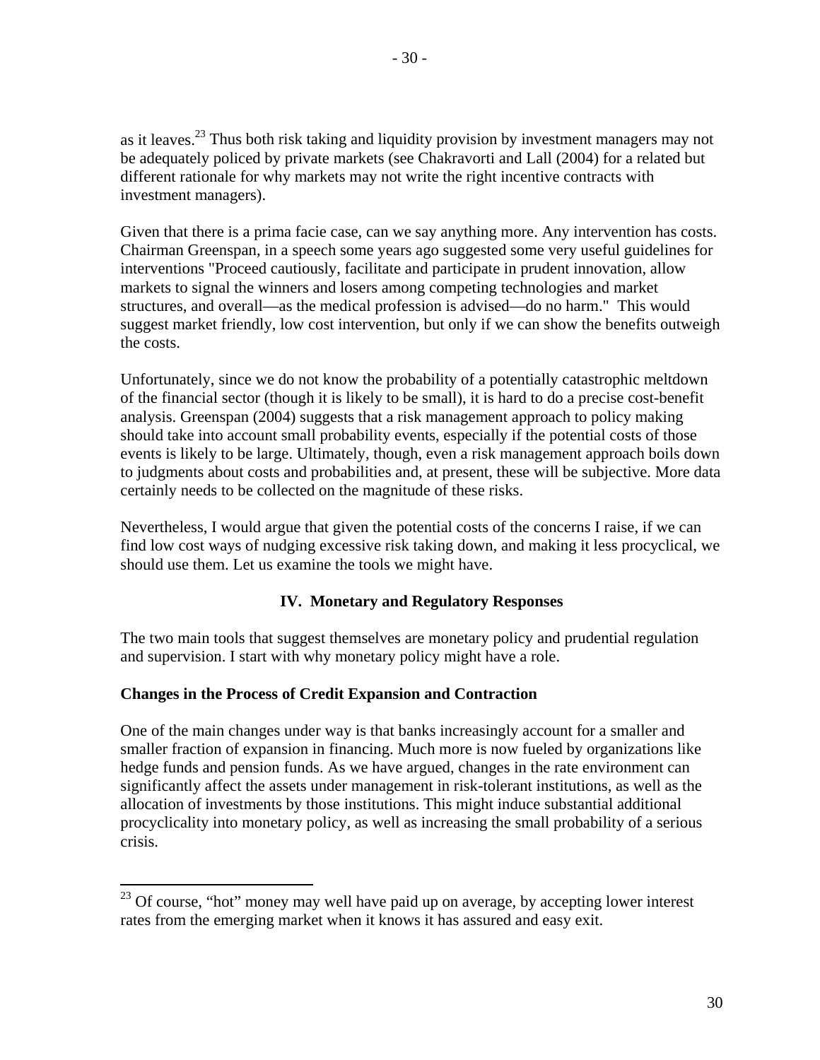as it leaves.[23] Thus both risk taking and liquidity provision by investment managers may not be adequately policed by private markets (see Chakravorti and Lall (2004) for a related but different rationale for why markets may not write the right incentive contracts with investment managers).

Given that there is a prima facie case, can we say anything more. Any intervention has costs. Chairman Greenspan, in a speech some years ago suggested some very useful guidelines for interventions "Proceed cautiously, facilitate and participate in prudent innovation, allow markets to signal the winners and losers among competing technologies and market structures, and overall—as the medical profession is advised—do no harm." This would suggest market friendly, low cost intervention, but only if we can show the benefits outweigh the costs.

Unfortunately, since we do not know the probability of a potentially catastrophic meltdown of the financial sector (though it is likely to be small), it is hard to do a precise cost-benefit analysis. Greenspan (2004) suggests that a risk management approach to policy making should take into account small probability events, especially if the potential costs of those events is likely to be large. Ultimately, though, even a risk management approach boils down to judgments about costs and probabilities and, at present, these will be subjective. More data certainly needs to be collected on the magnitude of these risks.

Nevertheless, I would argue that given the potential costs of the concerns I raise, if we can find low cost ways of nudging excessive risk taking down, and making it less procyclical, we should use them. Let us examine the tools we might have.

## IV. Monetary and Regulatory Responses

The two main tools that suggest themselves are monetary policy and prudential regulation and supervision. I start with why monetary policy might have a role.

### Changes in the Process of Credit Expansion and Contraction

One of the main changes under way is that banks increasingly account for a smaller and smaller fraction of expansion in financing. Much more is now fueled by organizations like hedge funds and pension funds. As we have argued, changes in the rate environment can significantly affect the assets under management in risk-tolerant institutions, as well as the allocation of investments by those institutions. This might induce substantial additional procyclicality into monetary policy, as well as increasing the small probability of a serious crisis.

---

[23] Of course, "hot" money may well have paid up on average, by accepting lower interest rates from the emerging market when it knows it has assured and easy exit.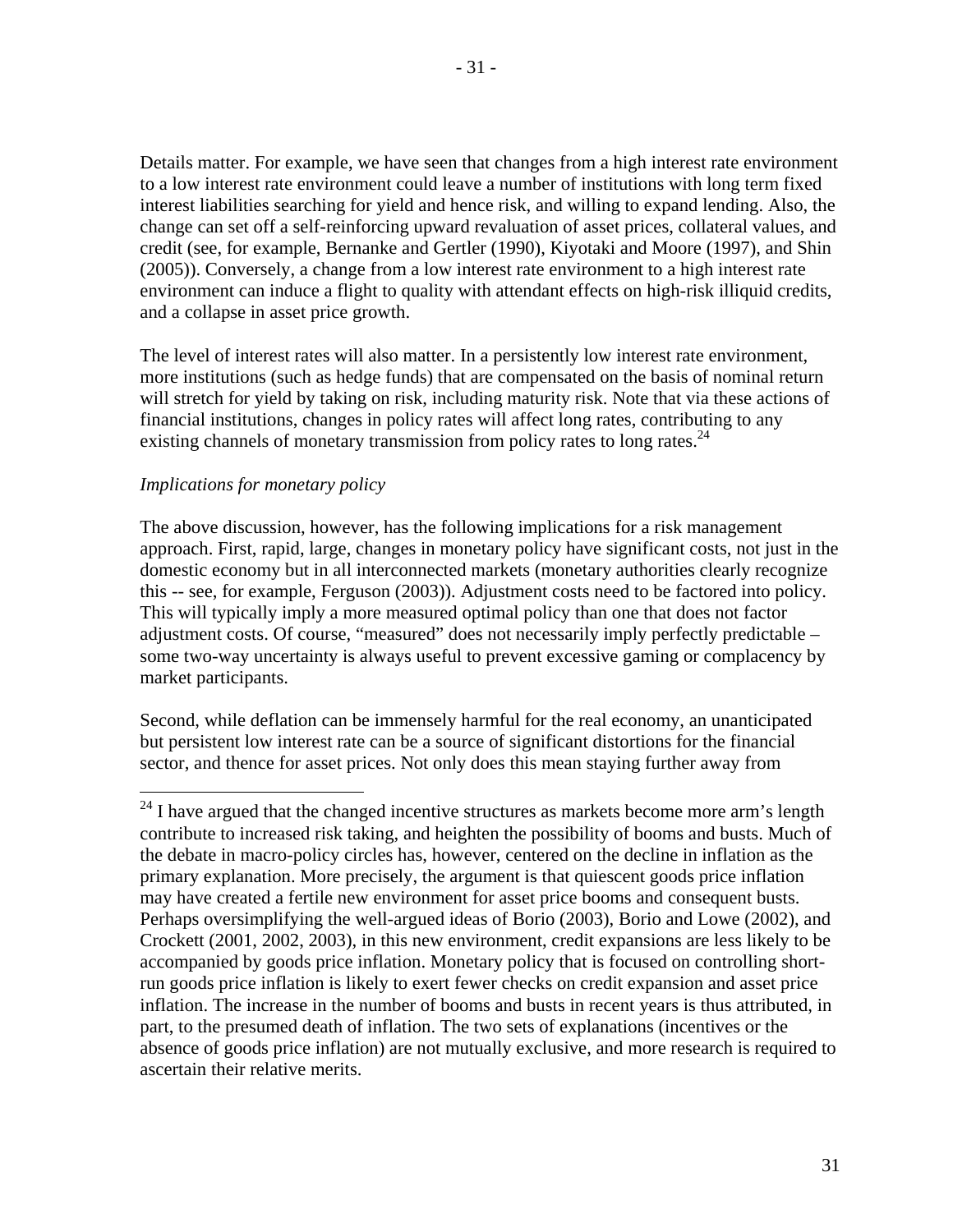Details matter. For example, we have seen that changes from a high interest rate environment to a low interest rate environment could leave a number of institutions with long term fixed interest liabilities searching for yield and hence risk, and willing to expand lending. Also, the change can set off a self-reinforcing upward revaluation of asset prices, collateral values, and credit (see, for example, Bernanke and Gertler (1990), Kiyotaki and Moore (1997), and Shin (2005)). Conversely, a change from a low interest rate environment to a high interest rate environment can induce a flight to quality with attendant effects on high-risk illiquid credits, and a collapse in asset price growth.

The level of interest rates will also matter. In a persistently low interest rate environment, more institutions (such as hedge funds) that are compensated on the basis of nominal return will stretch for yield by taking on risk, including maturity risk. Note that via these actions of financial institutions, changes in policy rates will affect long rates, contributing to any existing channels of monetary transmission from policy rates to long rates.[24]

*Implications for monetary policy*

The above discussion, however, has the following implications for a risk management approach. First, rapid, large, changes in monetary policy have significant costs, not just in the domestic economy but in all interconnected markets (monetary authorities clearly recognize this -- see, for example, Ferguson (2003)). Adjustment costs need to be factored into policy. This will typically imply a more measured optimal policy than one that does not factor adjustment costs. Of course, "measured" does not necessarily imply perfectly predictable – some two-way uncertainty is always useful to prevent excessive gaming or complacency by market participants.

Second, while deflation can be immensely harmful for the real economy, an unanticipated but persistent low interest rate can be a source of significant distortions for the financial sector, and thence for asset prices. Not only does this mean staying further away from

---

[24] I have argued that the changed incentive structures as markets become more arm's length contribute to increased risk taking, and heighten the possibility of booms and busts. Much of the debate in macro-policy circles has, however, centered on the decline in inflation as the primary explanation. More precisely, the argument is that quiescent goods price inflation may have created a fertile new environment for asset price booms and consequent busts. Perhaps oversimplifying the well-argued ideas of Borio (2003), Borio and Lowe (2002), and Crockett (2001, 2002, 2003), in this new environment, credit expansions are less likely to be accompanied by goods price inflation. Monetary policy that is focused on controlling short-run goods price inflation is likely to exert fewer checks on credit expansion and asset price inflation. The increase in the number of booms and busts in recent years is thus attributed, in part, to the presumed death of inflation. The two sets of explanations (incentives or the absence of goods price inflation) are not mutually exclusive, and more research is required to ascertain their relative merits.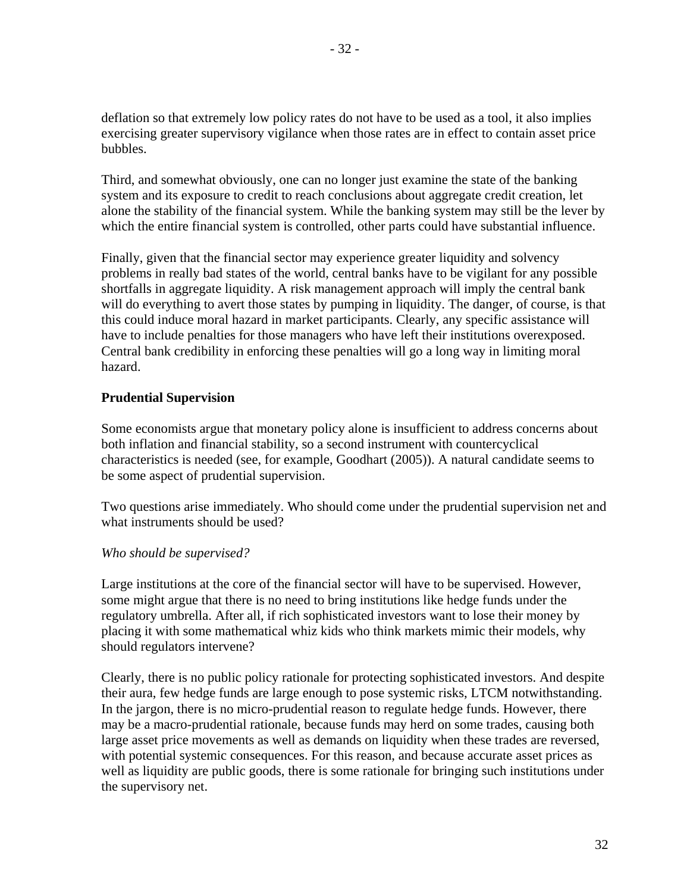deflation so that extremely low policy rates do not have to be used as a tool, it also implies exercising greater supervisory vigilance when those rates are in effect to contain asset price bubbles.

Third, and somewhat obviously, one can no longer just examine the state of the banking system and its exposure to credit to reach conclusions about aggregate credit creation, let alone the stability of the financial system. While the banking system may still be the lever by which the entire financial system is controlled, other parts could have substantial influence.

Finally, given that the financial sector may experience greater liquidity and solvency problems in really bad states of the world, central banks have to be vigilant for any possible shortfalls in aggregate liquidity. A risk management approach will imply the central bank will do everything to avert those states by pumping in liquidity. The danger, of course, is that this could induce moral hazard in market participants. Clearly, any specific assistance will have to include penalties for those managers who have left their institutions overexposed. Central bank credibility in enforcing these penalties will go a long way in limiting moral hazard.

## Prudential Supervision

Some economists argue that monetary policy alone is insufficient to address concerns about both inflation and financial stability, so a second instrument with countercyclical characteristics is needed (see, for example, Goodhart (2005)). A natural candidate seems to be some aspect of prudential supervision.

Two questions arise immediately. Who should come under the prudential supervision net and what instruments should be used?

### *Who should be supervised?*

Large institutions at the core of the financial sector will have to be supervised. However, some might argue that there is no need to bring institutions like hedge funds under the regulatory umbrella. After all, if rich sophisticated investors want to lose their money by placing it with some mathematical whiz kids who think markets mimic their models, why should regulators intervene?

Clearly, there is no public policy rationale for protecting sophisticated investors. And despite their aura, few hedge funds are large enough to pose systemic risks, LTCM notwithstanding. In the jargon, there is no micro-prudential reason to regulate hedge funds. However, there may be a macro-prudential rationale, because funds may herd on some trades, causing both large asset price movements as well as demands on liquidity when these trades are reversed, with potential systemic consequences. For this reason, and because accurate asset prices as well as liquidity are public goods, there is some rationale for bringing such institutions under the supervisory net.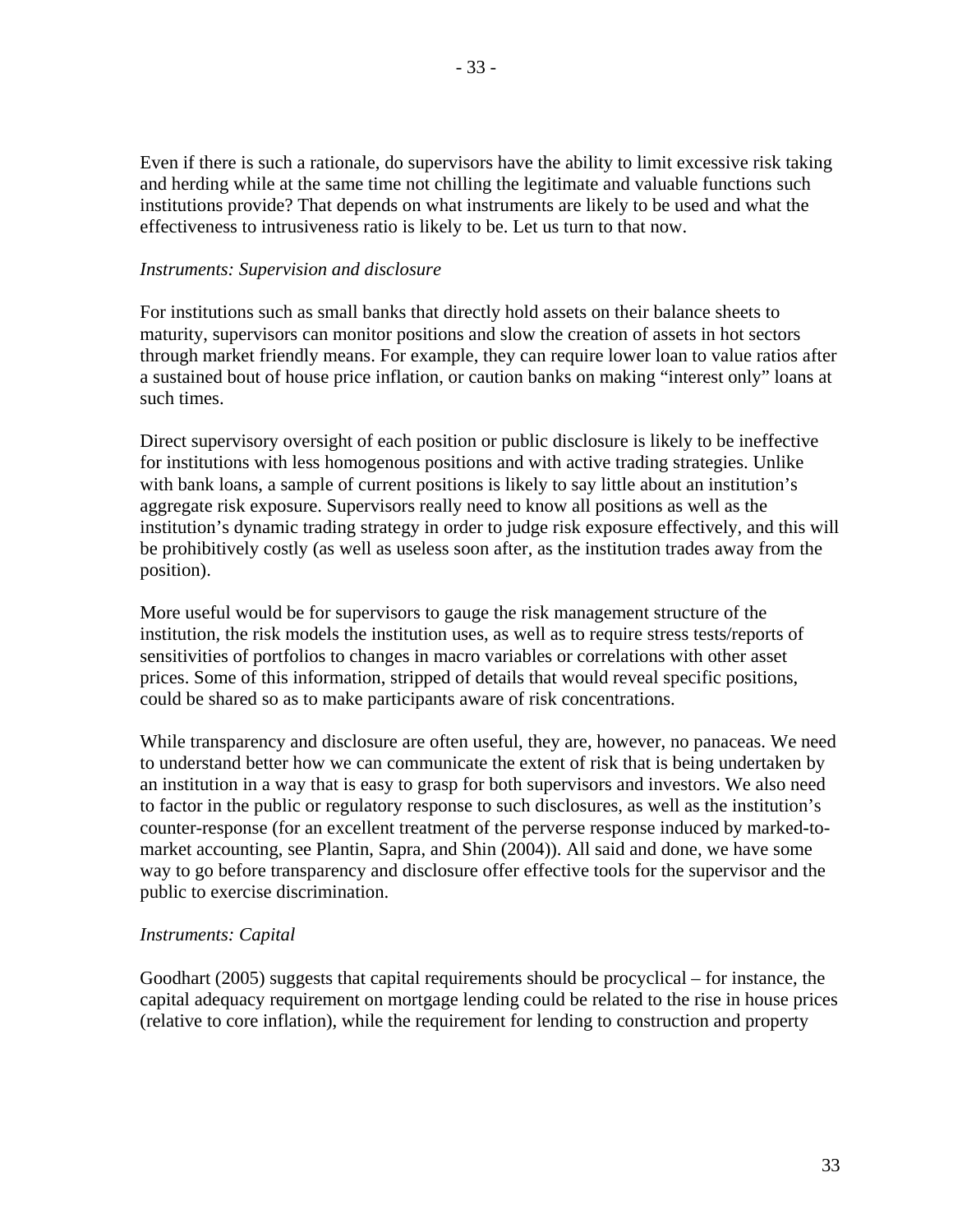Even if there is such a rationale, do supervisors have the ability to limit excessive risk taking and herding while at the same time not chilling the legitimate and valuable functions such institutions provide? That depends on what instruments are likely to be used and what the effectiveness to intrusiveness ratio is likely to be. Let us turn to that now.

*Instruments: Supervision and disclosure*

For institutions such as small banks that directly hold assets on their balance sheets to maturity, supervisors can monitor positions and slow the creation of assets in hot sectors through market friendly means. For example, they can require lower loan to value ratios after a sustained bout of house price inflation, or caution banks on making "interest only" loans at such times.

Direct supervisory oversight of each position or public disclosure is likely to be ineffective for institutions with less homogenous positions and with active trading strategies. Unlike with bank loans, a sample of current positions is likely to say little about an institution's aggregate risk exposure. Supervisors really need to know all positions as well as the institution's dynamic trading strategy in order to judge risk exposure effectively, and this will be prohibitively costly (as well as useless soon after, as the institution trades away from the position).

More useful would be for supervisors to gauge the risk management structure of the institution, the risk models the institution uses, as well as to require stress tests/reports of sensitivities of portfolios to changes in macro variables or correlations with other asset prices. Some of this information, stripped of details that would reveal specific positions, could be shared so as to make participants aware of risk concentrations.

While transparency and disclosure are often useful, they are, however, no panaceas. We need to understand better how we can communicate the extent of risk that is being undertaken by an institution in a way that is easy to grasp for both supervisors and investors. We also need to factor in the public or regulatory response to such disclosures, as well as the institution's counter-response (for an excellent treatment of the perverse response induced by marked-to-market accounting, see Plantin, Sapra, and Shin (2004)). All said and done, we have some way to go before transparency and disclosure offer effective tools for the supervisor and the public to exercise discrimination.

*Instruments: Capital*

Goodhart (2005) suggests that capital requirements should be procyclical – for instance, the capital adequacy requirement on mortgage lending could be related to the rise in house prices (relative to core inflation), while the requirement for lending to construction and property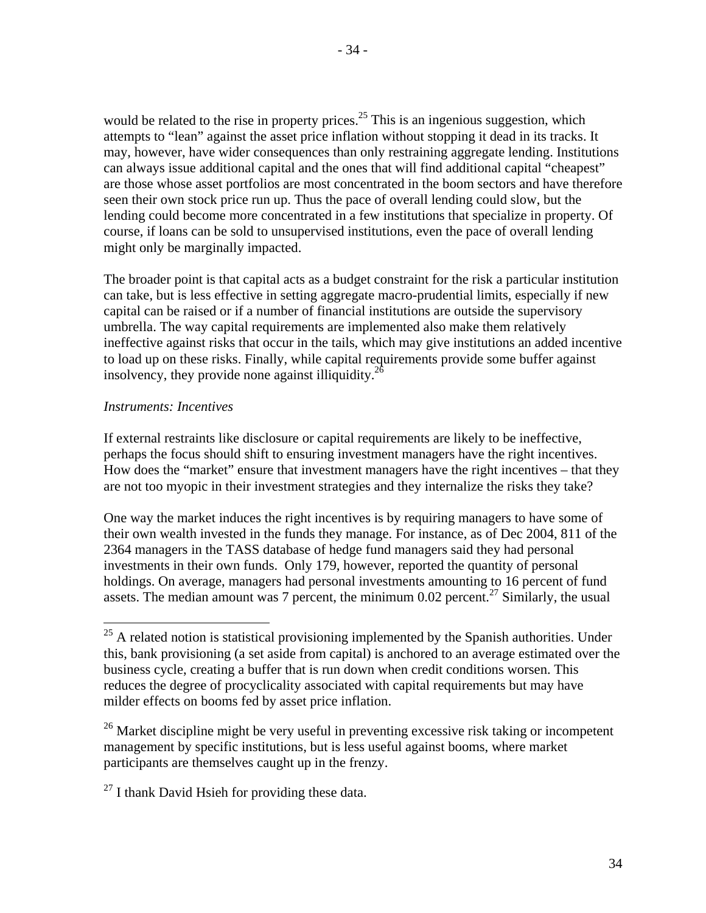would be related to the rise in property prices.[25] This is an ingenious suggestion, which attempts to "lean" against the asset price inflation without stopping it dead in its tracks. It may, however, have wider consequences than only restraining aggregate lending. Institutions can always issue additional capital and the ones that will find additional capital "cheapest" are those whose asset portfolios are most concentrated in the boom sectors and have therefore seen their own stock price run up. Thus the pace of overall lending could slow, but the lending could become more concentrated in a few institutions that specialize in property. Of course, if loans can be sold to unsupervised institutions, even the pace of overall lending might only be marginally impacted.

The broader point is that capital acts as a budget constraint for the risk a particular institution can take, but is less effective in setting aggregate macro-prudential limits, especially if new capital can be raised or if a number of financial institutions are outside the supervisory umbrella. The way capital requirements are implemented also make them relatively ineffective against risks that occur in the tails, which may give institutions an added incentive to load up on these risks. Finally, while capital requirements provide some buffer against insolvency, they provide none against illiquidity.[26]

*Instruments: Incentives*

If external restraints like disclosure or capital requirements are likely to be ineffective, perhaps the focus should shift to ensuring investment managers have the right incentives. How does the "market" ensure that investment managers have the right incentives – that they are not too myopic in their investment strategies and they internalize the risks they take?

One way the market induces the right incentives is by requiring managers to have some of their own wealth invested in the funds they manage. For instance, as of Dec 2004, 811 of the 2364 managers in the TASS database of hedge fund managers said they had personal investments in their own funds. Only 179, however, reported the quantity of personal holdings. On average, managers had personal investments amounting to 16 percent of fund assets. The median amount was 7 percent, the minimum 0.02 percent.[27] Similarly, the usual

---

[25] A related notion is statistical provisioning implemented by the Spanish authorities. Under this, bank provisioning (a set aside from capital) is anchored to an average estimated over the business cycle, creating a buffer that is run down when credit conditions worsen. This reduces the degree of procyclicality associated with capital requirements but may have milder effects on booms fed by asset price inflation.

[26] Market discipline might be very useful in preventing excessive risk taking or incompetent management by specific institutions, but is less useful against booms, where market participants are themselves caught up in the frenzy.

[27] I thank David Hsieh for providing these data.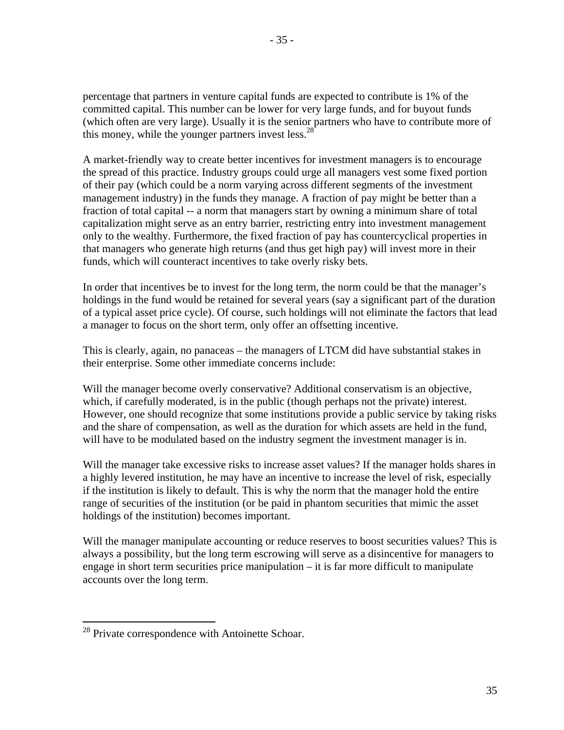percentage that partners in venture capital funds are expected to contribute is 1% of the committed capital. This number can be lower for very large funds, and for buyout funds (which often are very large). Usually it is the senior partners who have to contribute more of this money, while the younger partners invest less.[28]

A market-friendly way to create better incentives for investment managers is to encourage the spread of this practice. Industry groups could urge all managers vest some fixed portion of their pay (which could be a norm varying across different segments of the investment management industry) in the funds they manage. A fraction of pay might be better than a fraction of total capital -- a norm that managers start by owning a minimum share of total capitalization might serve as an entry barrier, restricting entry into investment management only to the wealthy. Furthermore, the fixed fraction of pay has countercyclical properties in that managers who generate high returns (and thus get high pay) will invest more in their funds, which will counteract incentives to take overly risky bets.

In order that incentives be to invest for the long term, the norm could be that the manager's holdings in the fund would be retained for several years (say a significant part of the duration of a typical asset price cycle). Of course, such holdings will not eliminate the factors that lead a manager to focus on the short term, only offer an offsetting incentive.

This is clearly, again, no panaceas – the managers of LTCM did have substantial stakes in their enterprise. Some other immediate concerns include:

Will the manager become overly conservative? Additional conservatism is an objective, which, if carefully moderated, is in the public (though perhaps not the private) interest. However, one should recognize that some institutions provide a public service by taking risks and the share of compensation, as well as the duration for which assets are held in the fund, will have to be modulated based on the industry segment the investment manager is in.

Will the manager take excessive risks to increase asset values? If the manager holds shares in a highly levered institution, he may have an incentive to increase the level of risk, especially if the institution is likely to default. This is why the norm that the manager hold the entire range of securities of the institution (or be paid in phantom securities that mimic the asset holdings of the institution) becomes important.

Will the manager manipulate accounting or reduce reserves to boost securities values? This is always a possibility, but the long term escrowing will serve as a disincentive for managers to engage in short term securities price manipulation – it is far more difficult to manipulate accounts over the long term.

---

[28] Private correspondence with Antoinette Schoar.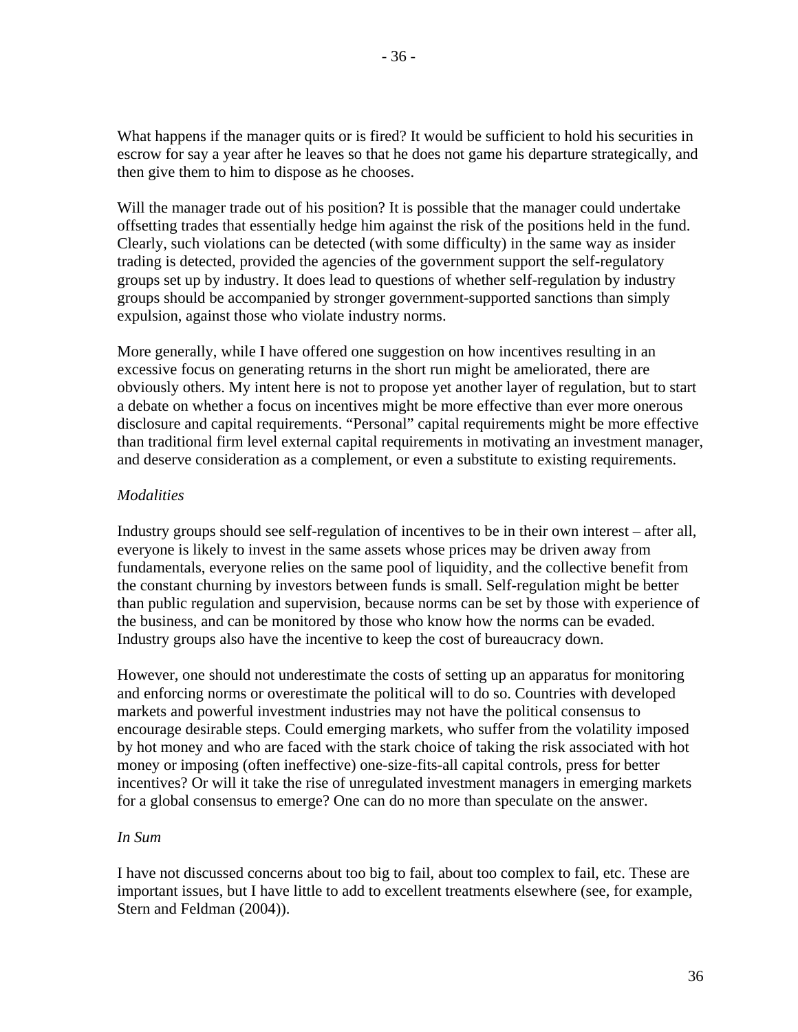What happens if the manager quits or is fired? It would be sufficient to hold his securities in escrow for say a year after he leaves so that he does not game his departure strategically, and then give them to him to dispose as he chooses.

Will the manager trade out of his position? It is possible that the manager could undertake offsetting trades that essentially hedge him against the risk of the positions held in the fund. Clearly, such violations can be detected (with some difficulty) in the same way as insider trading is detected, provided the agencies of the government support the self-regulatory groups set up by industry. It does lead to questions of whether self-regulation by industry groups should be accompanied by stronger government-supported sanctions than simply expulsion, against those who violate industry norms.

More generally, while I have offered one suggestion on how incentives resulting in an excessive focus on generating returns in the short run might be ameliorated, there are obviously others. My intent here is not to propose yet another layer of regulation, but to start a debate on whether a focus on incentives might be more effective than ever more onerous disclosure and capital requirements. "Personal" capital requirements might be more effective than traditional firm level external capital requirements in motivating an investment manager, and deserve consideration as a complement, or even a substitute to existing requirements.

*Modalities*

Industry groups should see self-regulation of incentives to be in their own interest – after all, everyone is likely to invest in the same assets whose prices may be driven away from fundamentals, everyone relies on the same pool of liquidity, and the collective benefit from the constant churning by investors between funds is small. Self-regulation might be better than public regulation and supervision, because norms can be set by those with experience of the business, and can be monitored by those who know how the norms can be evaded. Industry groups also have the incentive to keep the cost of bureaucracy down.

However, one should not underestimate the costs of setting up an apparatus for monitoring and enforcing norms or overestimate the political will to do so. Countries with developed markets and powerful investment industries may not have the political consensus to encourage desirable steps. Could emerging markets, who suffer from the volatility imposed by hot money and who are faced with the stark choice of taking the risk associated with hot money or imposing (often ineffective) one-size-fits-all capital controls, press for better incentives? Or will it take the rise of unregulated investment managers in emerging markets for a global consensus to emerge? One can do no more than speculate on the answer.

*In Sum*

I have not discussed concerns about too big to fail, about too complex to fail, etc. These are important issues, but I have little to add to excellent treatments elsewhere (see, for example, Stern and Feldman (2004)).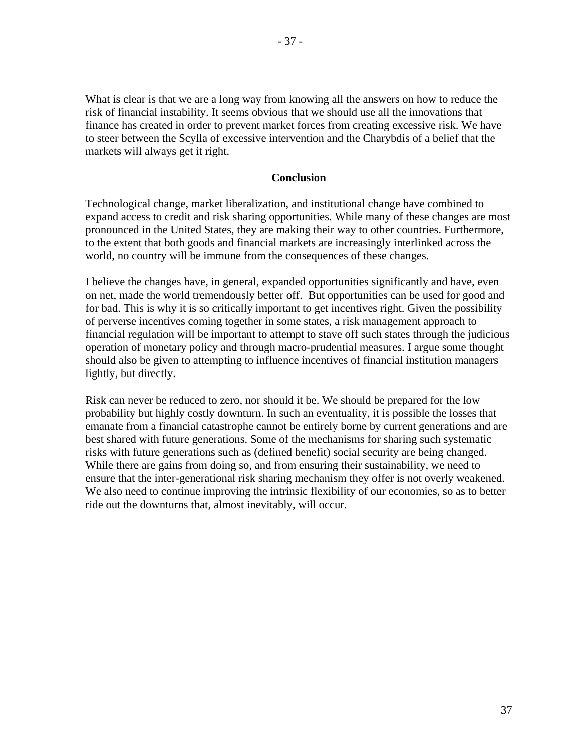What is clear is that we are a long way from knowing all the answers on how to reduce the risk of financial instability. It seems obvious that we should use all the innovations that finance has created in order to prevent market forces from creating excessive risk. We have to steer between the Scylla of excessive intervention and the Charybdis of a belief that the markets will always get it right.

## Conclusion

Technological change, market liberalization, and institutional change have combined to expand access to credit and risk sharing opportunities. While many of these changes are most pronounced in the United States, they are making their way to other countries. Furthermore, to the extent that both goods and financial markets are increasingly interlinked across the world, no country will be immune from the consequences of these changes.

I believe the changes have, in general, expanded opportunities significantly and have, even on net, made the world tremendously better off. But opportunities can be used for good and for bad. This is why it is so critically important to get incentives right. Given the possibility of perverse incentives coming together in some states, a risk management approach to financial regulation will be important to attempt to stave off such states through the judicious operation of monetary policy and through macro-prudential measures. I argue some thought should also be given to attempting to influence incentives of financial institution managers lightly, but directly.

Risk can never be reduced to zero, nor should it be. We should be prepared for the low probability but highly costly downturn. In such an eventuality, it is possible the losses that emanate from a financial catastrophe cannot be entirely borne by current generations and are best shared with future generations. Some of the mechanisms for sharing such systematic risks with future generations such as (defined benefit) social security are being changed. While there are gains from doing so, and from ensuring their sustainability, we need to ensure that the inter-generational risk sharing mechanism they offer is not overly weakened. We also need to continue improving the intrinsic flexibility of our economies, so as to better ride out the downturns that, almost inevitably, will occur.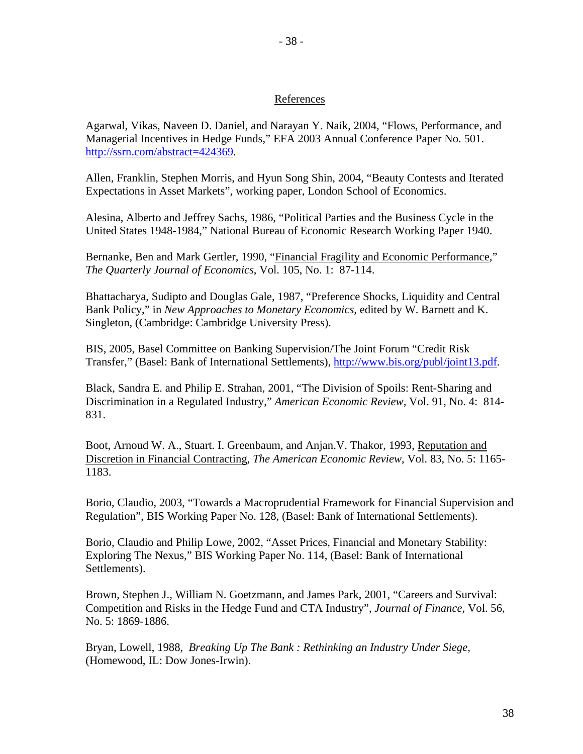## References

Agarwal, Vikas, Naveen D. Daniel, and Narayan Y. Naik, 2004, "Flows, Performance, and Managerial Incentives in Hedge Funds," EFA 2003 Annual Conference Paper No. 501. http://ssrn.com/abstract=424369.

Allen, Franklin, Stephen Morris, and Hyun Song Shin, 2004, "Beauty Contests and Iterated Expectations in Asset Markets", working paper, London School of Economics.

Alesina, Alberto and Jeffrey Sachs, 1986, "Political Parties and the Business Cycle in the United States 1948-1984," National Bureau of Economic Research Working Paper 1940.

Bernanke, Ben and Mark Gertler, 1990, "Financial Fragility and Economic Performance," *The Quarterly Journal of Economics*, Vol. 105, No. 1: 87-114.

Bhattacharya, Sudipto and Douglas Gale, 1987, "Preference Shocks, Liquidity and Central Bank Policy," in *New Approaches to Monetary Economics*, edited by W. Barnett and K. Singleton, (Cambridge: Cambridge University Press).

BIS, 2005, Basel Committee on Banking Supervision/The Joint Forum "Credit Risk Transfer," (Basel: Bank of International Settlements), http://www.bis.org/publ/joint13.pdf.

Black, Sandra E. and Philip E. Strahan, 2001, "The Division of Spoils: Rent-Sharing and Discrimination in a Regulated Industry," *American Economic Review*, Vol. 91, No. 4: 814-831.

Boot, Arnoud W. A., Stuart. I. Greenbaum, and Anjan.V. Thakor, 1993, Reputation and Discretion in Financial Contracting, *The American Economic Review*, Vol. 83, No. 5: 1165-1183.

Borio, Claudio, 2003, "Towards a Macroprudential Framework for Financial Supervision and Regulation", BIS Working Paper No. 128, (Basel: Bank of International Settlements).

Borio, Claudio and Philip Lowe, 2002, "Asset Prices, Financial and Monetary Stability: Exploring The Nexus," BIS Working Paper No. 114, (Basel: Bank of International Settlements).

Brown, Stephen J., William N. Goetzmann, and James Park, 2001, "Careers and Survival: Competition and Risks in the Hedge Fund and CTA Industry", *Journal of Finance*, Vol. 56, No. 5: 1869-1886.

Bryan, Lowell, 1988, *Breaking Up The Bank : Rethinking an Industry Under Siege*, (Homewood, IL: Dow Jones-Irwin).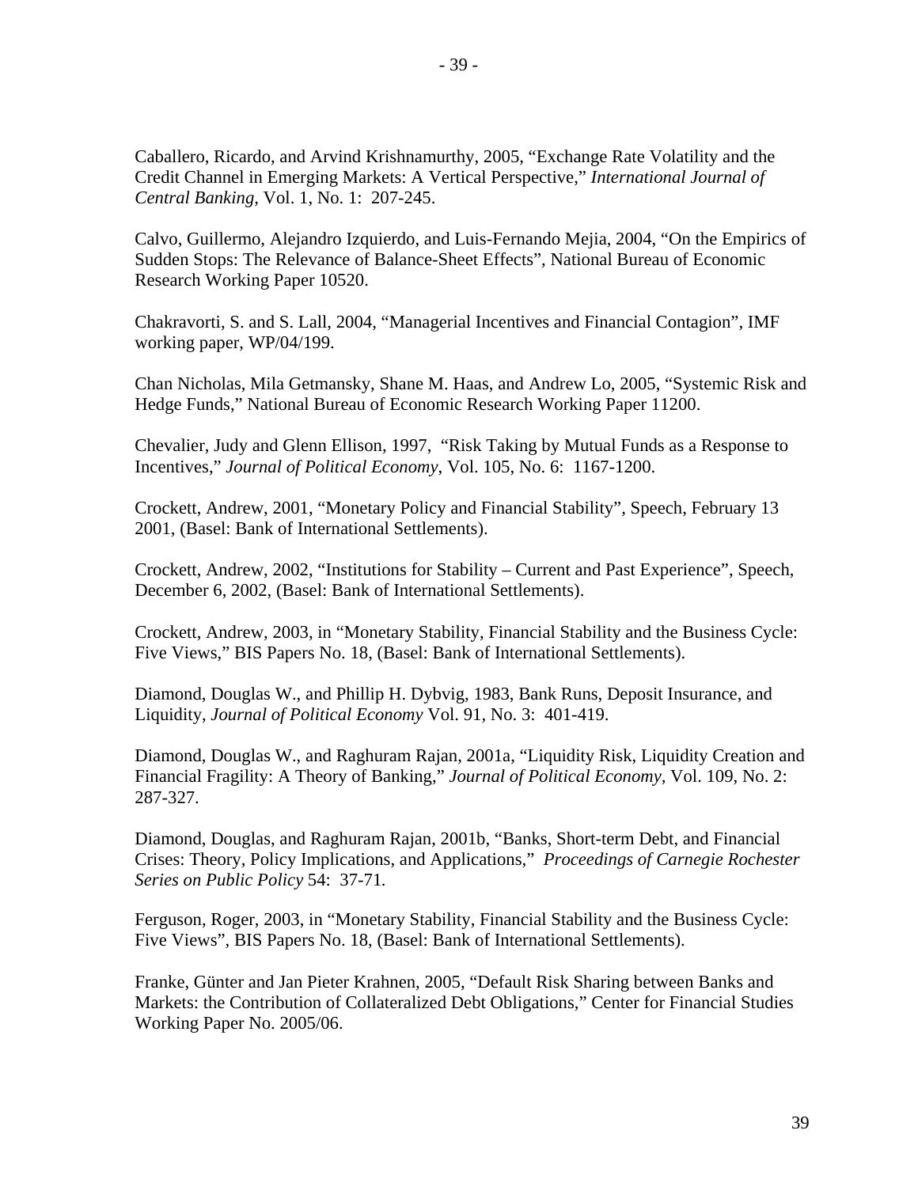Caballero, Ricardo, and Arvind Krishnamurthy, 2005, "Exchange Rate Volatility and the Credit Channel in Emerging Markets: A Vertical Perspective," *International Journal of Central Banking*, Vol. 1, No. 1: 207-245.

Calvo, Guillermo, Alejandro Izquierdo, and Luis-Fernando Mejia, 2004, "On the Empirics of Sudden Stops: The Relevance of Balance-Sheet Effects", National Bureau of Economic Research Working Paper 10520.

Chakravorti, S. and S. Lall, 2004, "Managerial Incentives and Financial Contagion", IMF working paper, WP/04/199.

Chan Nicholas, Mila Getmansky, Shane M. Haas, and Andrew Lo, 2005, "Systemic Risk and Hedge Funds," National Bureau of Economic Research Working Paper 11200.

Chevalier, Judy and Glenn Ellison, 1997, "Risk Taking by Mutual Funds as a Response to Incentives," *Journal of Political Economy*, Vol. 105, No. 6: 1167-1200.

Crockett, Andrew, 2001, "Monetary Policy and Financial Stability", Speech, February 13 2001, (Basel: Bank of International Settlements).

Crockett, Andrew, 2002, "Institutions for Stability – Current and Past Experience", Speech, December 6, 2002, (Basel: Bank of International Settlements).

Crockett, Andrew, 2003, in "Monetary Stability, Financial Stability and the Business Cycle: Five Views," BIS Papers No. 18, (Basel: Bank of International Settlements).

Diamond, Douglas W., and Phillip H. Dybvig, 1983, Bank Runs, Deposit Insurance, and Liquidity, *Journal of Political Economy* Vol. 91, No. 3: 401-419.

Diamond, Douglas W., and Raghuram Rajan, 2001a, "Liquidity Risk, Liquidity Creation and Financial Fragility: A Theory of Banking," *Journal of Political Economy*, Vol. 109, No. 2: 287-327.

Diamond, Douglas, and Raghuram Rajan, 2001b, "Banks, Short-term Debt, and Financial Crises: Theory, Policy Implications, and Applications," *Proceedings of Carnegie Rochester Series on Public Policy* 54: 37-71.

Ferguson, Roger, 2003, in "Monetary Stability, Financial Stability and the Business Cycle: Five Views", BIS Papers No. 18, (Basel: Bank of International Settlements).

Franke, Günter and Jan Pieter Krahnen, 2005, "Default Risk Sharing between Banks and Markets: the Contribution of Collateralized Debt Obligations," Center for Financial Studies Working Paper No. 2005/06.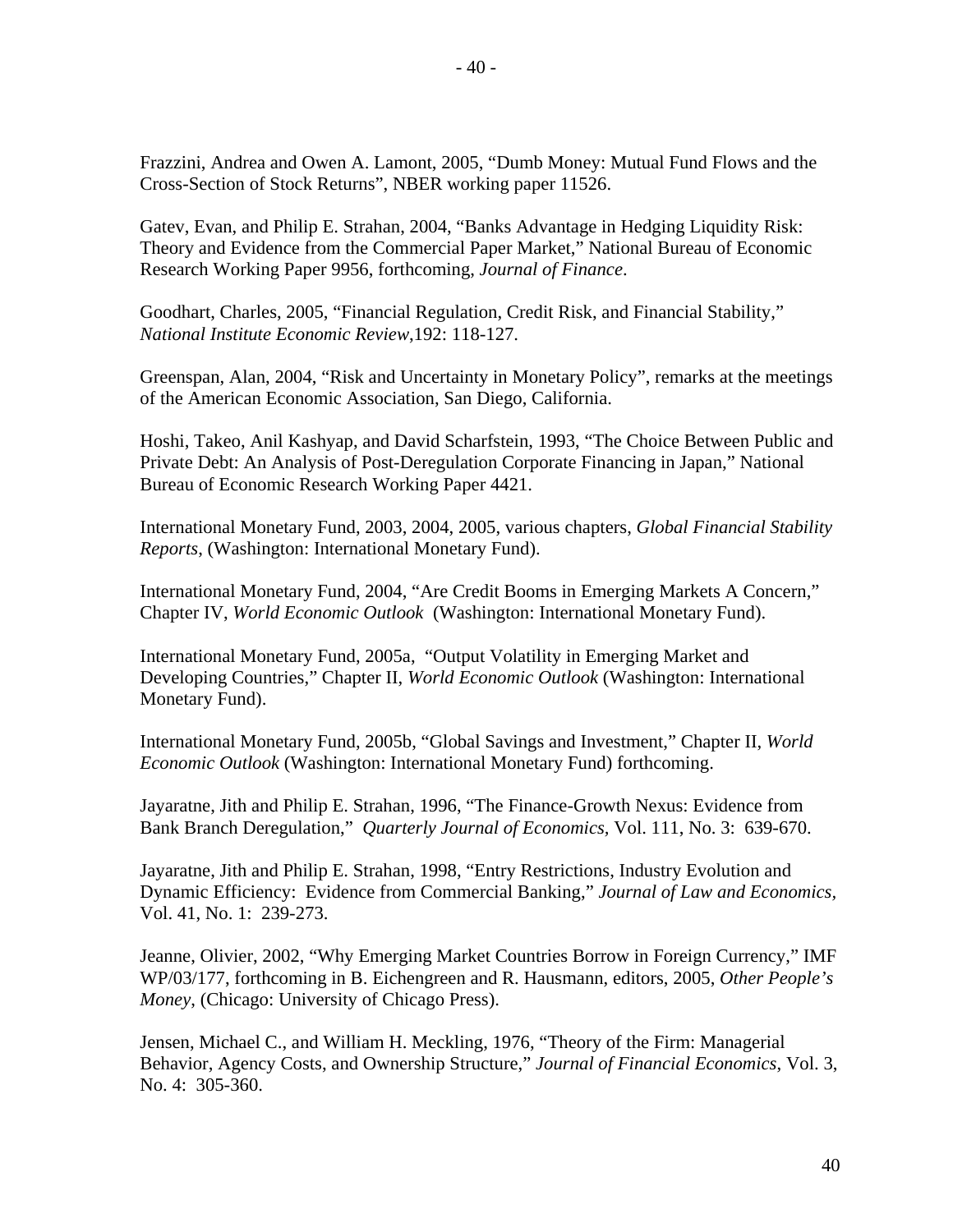Frazzini, Andrea and Owen A. Lamont, 2005, "Dumb Money: Mutual Fund Flows and the Cross-Section of Stock Returns", NBER working paper 11526.

Gatev, Evan, and Philip E. Strahan, 2004, "Banks Advantage in Hedging Liquidity Risk: Theory and Evidence from the Commercial Paper Market," National Bureau of Economic Research Working Paper 9956, forthcoming, *Journal of Finance*.

Goodhart, Charles, 2005, "Financial Regulation, Credit Risk, and Financial Stability," *National Institute Economic Review*,192: 118-127.

Greenspan, Alan, 2004, "Risk and Uncertainty in Monetary Policy", remarks at the meetings of the American Economic Association, San Diego, California.

Hoshi, Takeo, Anil Kashyap, and David Scharfstein, 1993, "The Choice Between Public and Private Debt: An Analysis of Post-Deregulation Corporate Financing in Japan," National Bureau of Economic Research Working Paper 4421.

International Monetary Fund, 2003, 2004, 2005, various chapters, *Global Financial Stability Reports*, (Washington: International Monetary Fund).

International Monetary Fund, 2004, "Are Credit Booms in Emerging Markets A Concern," Chapter IV, *World Economic Outlook* (Washington: International Monetary Fund).

International Monetary Fund, 2005a, "Output Volatility in Emerging Market and Developing Countries," Chapter II, *World Economic Outlook* (Washington: International Monetary Fund).

International Monetary Fund, 2005b, "Global Savings and Investment," Chapter II, *World Economic Outlook* (Washington: International Monetary Fund) forthcoming.

Jayaratne, Jith and Philip E. Strahan, 1996, "The Finance-Growth Nexus: Evidence from Bank Branch Deregulation," *Quarterly Journal of Economics*, Vol. 111, No. 3: 639-670.

Jayaratne, Jith and Philip E. Strahan, 1998, "Entry Restrictions, Industry Evolution and Dynamic Efficiency: Evidence from Commercial Banking," *Journal of Law and Economics*, Vol. 41, No. 1: 239-273.

Jeanne, Olivier, 2002, "Why Emerging Market Countries Borrow in Foreign Currency," IMF WP/03/177, forthcoming in B. Eichengreen and R. Hausmann, editors, 2005, *Other People's Money*, (Chicago: University of Chicago Press).

Jensen, Michael C., and William H. Meckling, 1976, "Theory of the Firm: Managerial Behavior, Agency Costs, and Ownership Structure," *Journal of Financial Economics*, Vol. 3, No. 4: 305-360.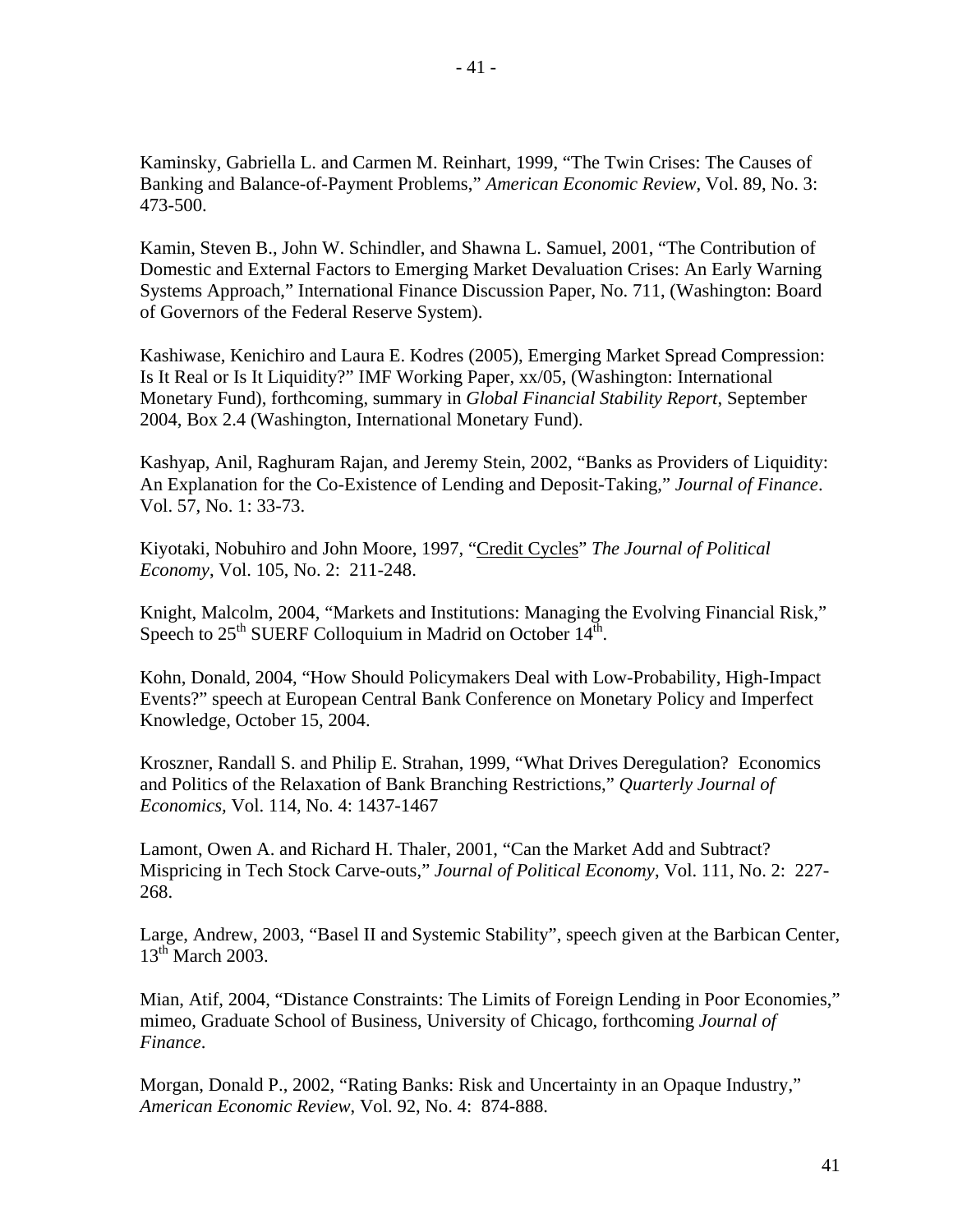Kaminsky, Gabriella L. and Carmen M. Reinhart, 1999, "The Twin Crises: The Causes of Banking and Balance-of-Payment Problems," *American Economic Review*, Vol. 89, No. 3: 473-500.

Kamin, Steven B., John W. Schindler, and Shawna L. Samuel, 2001, "The Contribution of Domestic and External Factors to Emerging Market Devaluation Crises: An Early Warning Systems Approach," International Finance Discussion Paper, No. 711, (Washington: Board of Governors of the Federal Reserve System).

Kashiwase, Kenichiro and Laura E. Kodres (2005), Emerging Market Spread Compression: Is It Real or Is It Liquidity?" IMF Working Paper, xx/05, (Washington: International Monetary Fund), forthcoming, summary in *Global Financial Stability Report*, September 2004, Box 2.4 (Washington, International Monetary Fund).

Kashyap, Anil, Raghuram Rajan, and Jeremy Stein, 2002, "Banks as Providers of Liquidity: An Explanation for the Co-Existence of Lending and Deposit-Taking," *Journal of Finance*. Vol. 57, No. 1: 33-73.

Kiyotaki, Nobuhiro and John Moore, 1997, "Credit Cycles" *The Journal of Political Economy*, Vol. 105, No. 2: 211-248.

Knight, Malcolm, 2004, "Markets and Institutions: Managing the Evolving Financial Risk," Speech to 25th SUERF Colloquium in Madrid on October 14th.

Kohn, Donald, 2004, "How Should Policymakers Deal with Low-Probability, High-Impact Events?" speech at European Central Bank Conference on Monetary Policy and Imperfect Knowledge, October 15, 2004.

Kroszner, Randall S. and Philip E. Strahan, 1999, "What Drives Deregulation? Economics and Politics of the Relaxation of Bank Branching Restrictions," *Quarterly Journal of Economics*, Vol. 114, No. 4: 1437-1467

Lamont, Owen A. and Richard H. Thaler, 2001, "Can the Market Add and Subtract? Mispricing in Tech Stock Carve-outs," *Journal of Political Economy*, Vol. 111, No. 2: 227-268.

Large, Andrew, 2003, "Basel II and Systemic Stability", speech given at the Barbican Center, 13th March 2003.

Mian, Atif, 2004, "Distance Constraints: The Limits of Foreign Lending in Poor Economies," mimeo, Graduate School of Business, University of Chicago, forthcoming *Journal of Finance*.

Morgan, Donald P., 2002, "Rating Banks: Risk and Uncertainty in an Opaque Industry," *American Economic Review*, Vol. 92, No. 4: 874-888.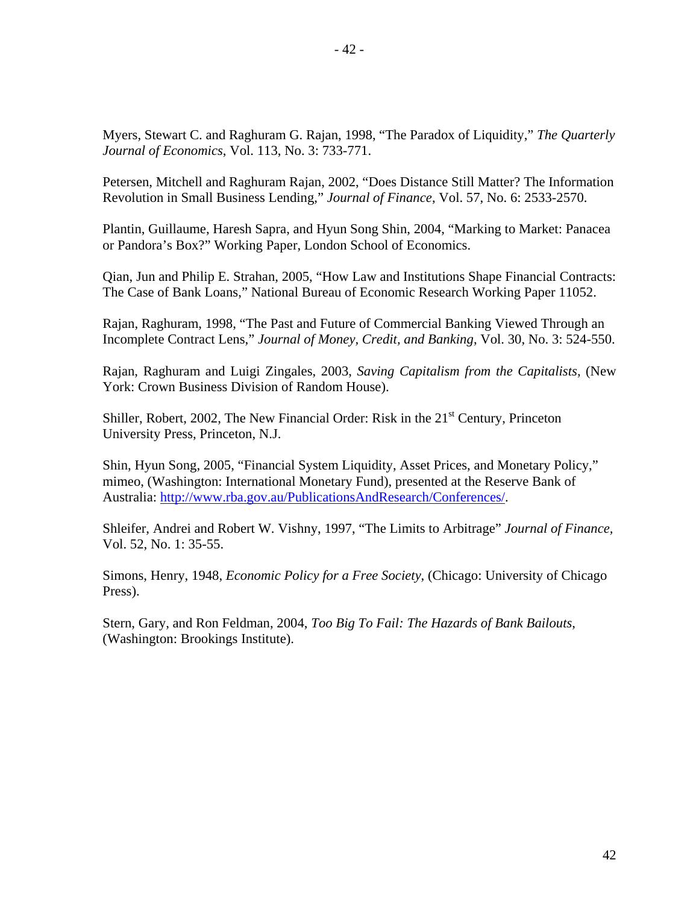Myers, Stewart C. and Raghuram G. Rajan, 1998, "The Paradox of Liquidity," *The Quarterly Journal of Economics*, Vol. 113, No. 3: 733-771.

Petersen, Mitchell and Raghuram Rajan, 2002, "Does Distance Still Matter? The Information Revolution in Small Business Lending," *Journal of Finance*, Vol. 57, No. 6: 2533-2570.

Plantin, Guillaume, Haresh Sapra, and Hyun Song Shin, 2004, "Marking to Market: Panacea or Pandora's Box?" Working Paper, London School of Economics.

Qian, Jun and Philip E. Strahan, 2005, "How Law and Institutions Shape Financial Contracts: The Case of Bank Loans," National Bureau of Economic Research Working Paper 11052.

Rajan, Raghuram, 1998, "The Past and Future of Commercial Banking Viewed Through an Incomplete Contract Lens," *Journal of Money, Credit, and Banking*, Vol. 30, No. 3: 524-550.

Rajan, Raghuram and Luigi Zingales, 2003, *Saving Capitalism from the Capitalists*, (New York: Crown Business Division of Random House).

Shiller, Robert, 2002, The New Financial Order: Risk in the 21st Century, Princeton University Press, Princeton, N.J.

Shin, Hyun Song, 2005, "Financial System Liquidity, Asset Prices, and Monetary Policy," mimeo, (Washington: International Monetary Fund), presented at the Reserve Bank of Australia: http://www.rba.gov.au/PublicationsAndResearch/Conferences/.

Shleifer, Andrei and Robert W. Vishny, 1997, "The Limits to Arbitrage" *Journal of Finance,* Vol. 52, No. 1: 35-55.

Simons, Henry, 1948, *Economic Policy for a Free Society*, (Chicago: University of Chicago Press).

Stern, Gary, and Ron Feldman, 2004, *Too Big To Fail: The Hazards of Bank Bailouts*, (Washington: Brookings Institute).